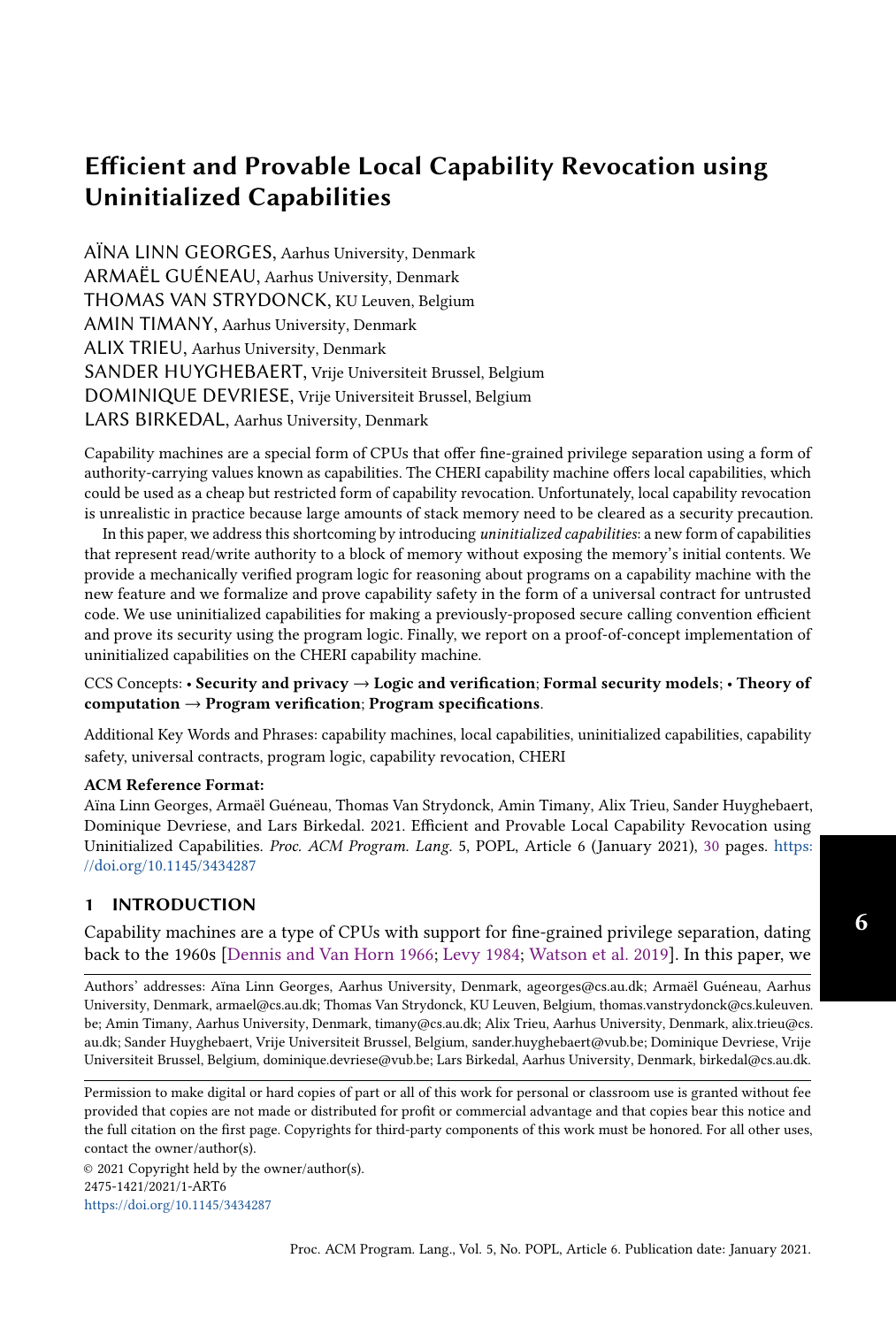# Efficient and Provable Local Capability Revocation using Uninitialized Capabilities

AÏNA LINN GEORGES, Aarhus University, Denmark
ARMAËL GUÉNEAU, Aarhus University, Denmark
THOMAS VAN STRYDONCK, KU Leuven, Belgium
AMIN TIMANY, Aarhus University, Denmark
ALIX TRIEU, Aarhus University, Denmark
SANDER HUYGHEBAERT, Vrije Universiteit Brussel, Belgium
DOMINIQUE DEVRIESE, Vrije Universiteit Brussel, Belgium
LARS BIRKEDAL, Aarhus University, Denmark

Capability machines are a special form of CPUs that offer fine-grained privilege separation using a form of authority-carrying values known as capabilities. The CHERI capability machine offers local capabilities, which could be used as a cheap but restricted form of capability revocation. Unfortunately, local capability revocation is unrealistic in practice because large amounts of stack memory need to be cleared as a security precaution.

In this paper, we address this shortcoming by introducing *uninitialized capabilities*: a new form of capabilities that represent read/write authority to a block of memory without exposing the memory's initial contents. We provide a mechanically verified program logic for reasoning about programs on a capability machine with the new feature and we formalize and prove capability safety in the form of a universal contract for untrusted code. We use uninitialized capabilities for making a previously-proposed secure calling convention efficient and prove its security using the program logic. Finally, we report on a proof-of-concept implementation of uninitialized capabilities on the CHERI capability machine.

CCS Concepts: • **Security and privacy → Logic and verification**; **Formal security models**; • **Theory of computation → Program verification**; **Program specifications**.

Additional Key Words and Phrases: capability machines, local capabilities, uninitialized capabilities, capability safety, universal contracts, program logic, capability revocation, CHERI

**ACM Reference Format:**
Aïna Linn Georges, Armaël Guéneau, Thomas Van Strydonck, Amin Timany, Alix Trieu, Sander Huyghebaert, Dominique Devriese, and Lars Birkedal. 2021. Efficient and Provable Local Capability Revocation using Uninitialized Capabilities. *Proc. ACM Program. Lang.* 5, POPL, Article 6 (January 2021), 30 pages. https://doi.org/10.1145/3434287

## 1 INTRODUCTION

Capability machines are a type of CPUs with support for fine-grained privilege separation, dating back to the 1960s [Dennis and Van Horn 1966; Levy 1984; Watson et al. 2019]. In this paper, we

Authors' addresses: Aïna Linn Georges, Aarhus University, Denmark, ageorges@cs.au.dk; Armaël Guéneau, Aarhus University, Denmark, armael@cs.au.dk; Thomas Van Strydonck, KU Leuven, Belgium, thomas.vanstrydonck@cs.kuleuven.be; Amin Timany, Aarhus University, Denmark, timany@cs.au.dk; Alix Trieu, Aarhus University, Denmark, alix.trieu@cs.au.dk; Sander Huyghebaert, Vrije Universiteit Brussel, Belgium, sander.huyghebaert@vub.be; Dominique Devriese, Vrije Universiteit Brussel, Belgium, dominique.devriese@vub.be; Lars Birkedal, Aarhus University, Denmark, birkedal@cs.au.dk.

Permission to make digital or hard copies of part or all of this work for personal or classroom use is granted without fee provided that copies are not made or distributed for profit or commercial advantage and that copies bear this notice and the full citation on the first page. Copyrights for third-party components of this work must be honored. For all other uses, contact the owner/author(s).
© 2021 Copyright held by the owner/author(s).
2475-1421/2021/1-ART6
https://doi.org/10.1145/3434287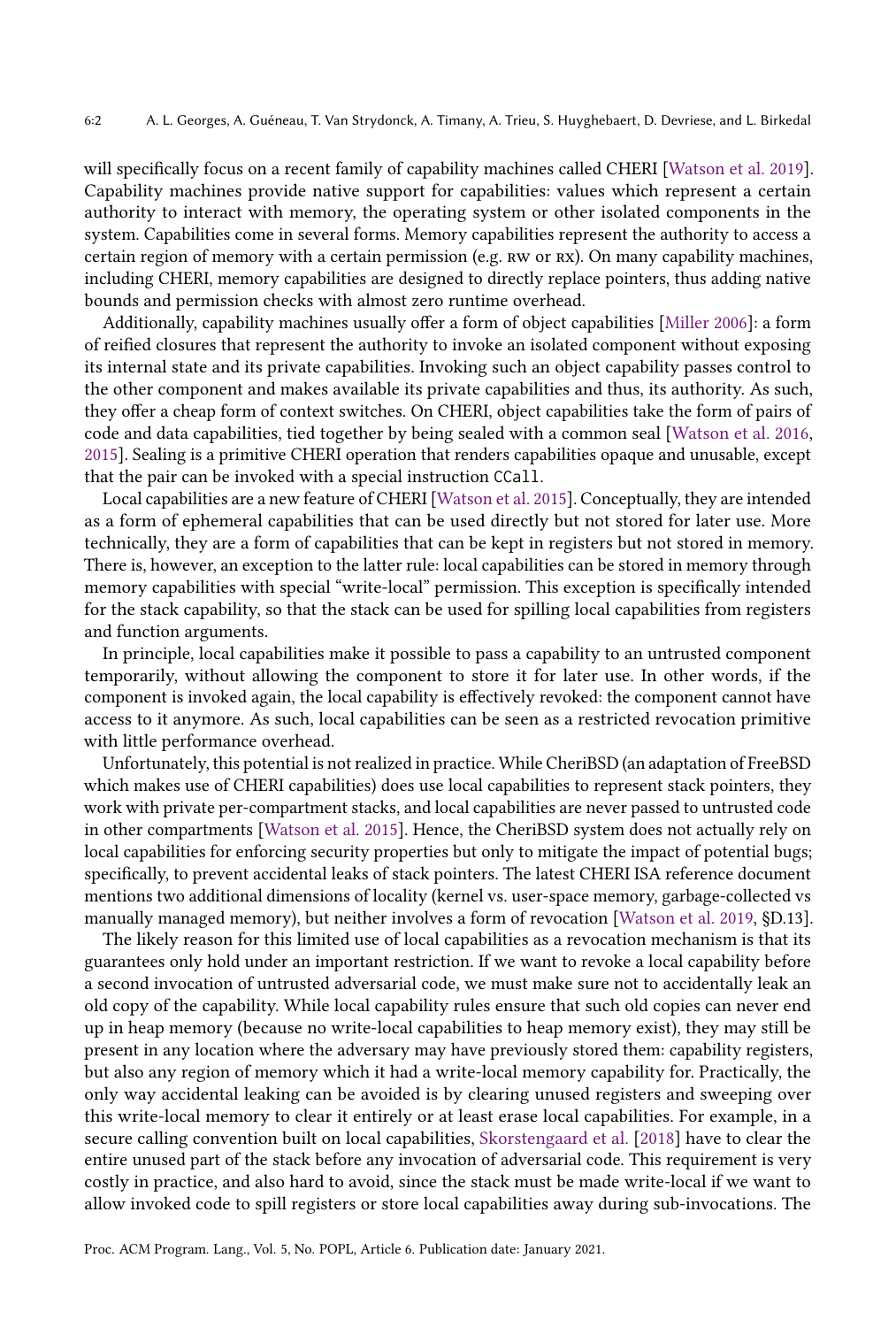will specifically focus on a recent family of capability machines called CHERI [Watson et al. 2019]. Capability machines provide native support for capabilities: values which represent a certain authority to interact with memory, the operating system or other isolated components in the system. Capabilities come in several forms. Memory capabilities represent the authority to access a certain region of memory with a certain permission (e.g. RW or RX). On many capability machines, including CHERI, memory capabilities are designed to directly replace pointers, thus adding native bounds and permission checks with almost zero runtime overhead.

Additionally, capability machines usually offer a form of object capabilities [Miller 2006]: a form of reified closures that represent the authority to invoke an isolated component without exposing its internal state and its private capabilities. Invoking such an object capability passes control to the other component and makes available its private capabilities and thus, its authority. As such, they offer a cheap form of context switches. On CHERI, object capabilities take the form of pairs of code and data capabilities, tied together by being sealed with a common seal [Watson et al. 2016, 2015]. Sealing is a primitive CHERI operation that renders capabilities opaque and unusable, except that the pair can be invoked with a special instruction `CCall`.

Local capabilities are a new feature of CHERI [Watson et al. 2015]. Conceptually, they are intended as a form of ephemeral capabilities that can be used directly but not stored for later use. More technically, they are a form of capabilities that can be kept in registers but not stored in memory. There is, however, an exception to the latter rule: local capabilities can be stored in memory through memory capabilities with special "write-local" permission. This exception is specifically intended for the stack capability, so that the stack can be used for spilling local capabilities from registers and function arguments.

In principle, local capabilities make it possible to pass a capability to an untrusted component temporarily, without allowing the component to store it for later use. In other words, if the component is invoked again, the local capability is effectively revoked: the component cannot have access to it anymore. As such, local capabilities can be seen as a restricted revocation primitive with little performance overhead.

Unfortunately, this potential is not realized in practice. While CheriBSD (an adaptation of FreeBSD which makes use of CHERI capabilities) does use local capabilities to represent stack pointers, they work with private per-compartment stacks, and local capabilities are never passed to untrusted code in other compartments [Watson et al. 2015]. Hence, the CheriBSD system does not actually rely on local capabilities for enforcing security properties but only to mitigate the impact of potential bugs; specifically, to prevent accidental leaks of stack pointers. The latest CHERI ISA reference document mentions two additional dimensions of locality (kernel vs. user-space memory, garbage-collected vs manually managed memory), but neither involves a form of revocation [Watson et al. 2019, §D.13].

The likely reason for this limited use of local capabilities as a revocation mechanism is that its guarantees only hold under an important restriction. If we want to revoke a local capability before a second invocation of untrusted adversarial code, we must make sure not to accidentally leak an old copy of the capability. While local capability rules ensure that such old copies can never end up in heap memory (because no write-local capabilities to heap memory exist), they may still be present in any location where the adversary may have previously stored them: capability registers, but also any region of memory which it had a write-local memory capability for. Practically, the only way accidental leaking can be avoided is by clearing unused registers and sweeping over this write-local memory to clear it entirely or at least erase local capabilities. For example, in a secure calling convention built on local capabilities, Skorstengaard et al. [2018] have to clear the entire unused part of the stack before any invocation of adversarial code. This requirement is very costly in practice, and also hard to avoid, since the stack must be made write-local if we want to allow invoked code to spill registers or store local capabilities away during sub-invocations. The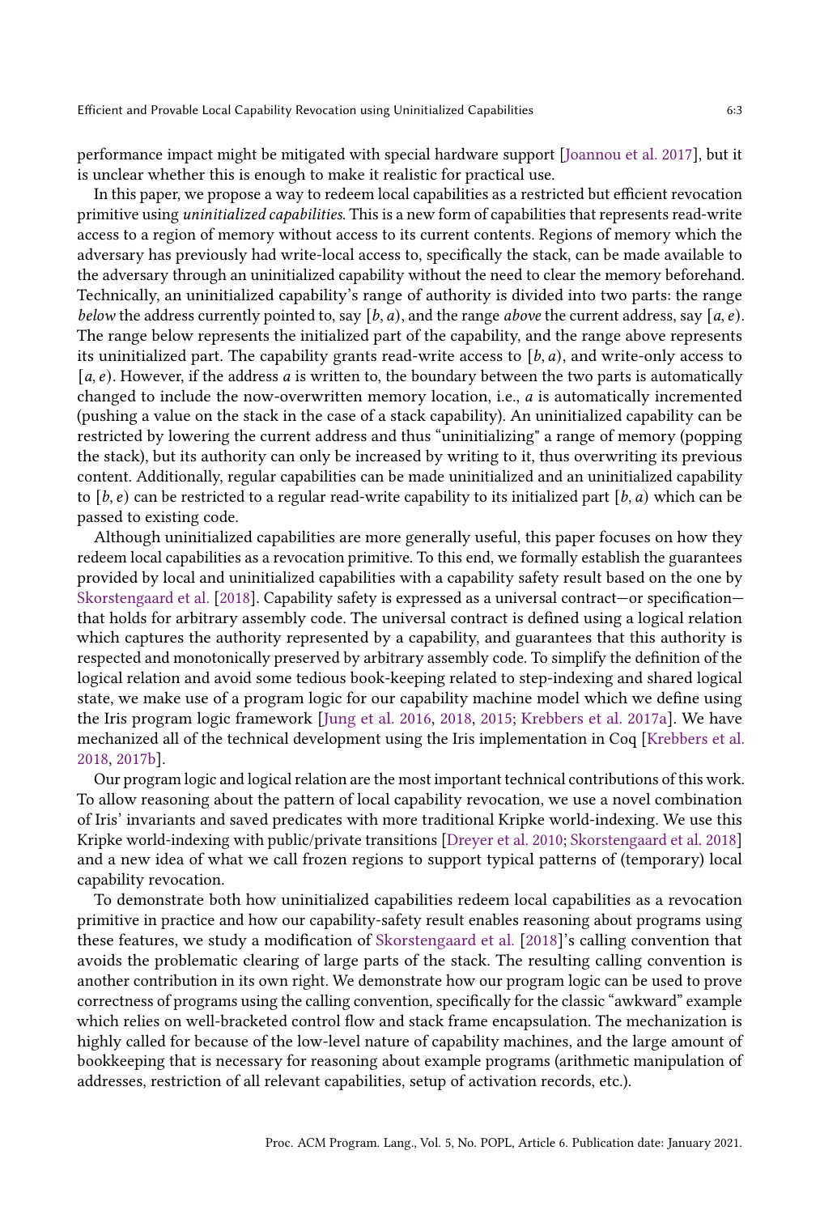performance impact might be mitigated with special hardware support [Joannou et al. 2017], but it is unclear whether this is enough to make it realistic for practical use.

In this paper, we propose a way to redeem local capabilities as a restricted but efficient revocation primitive using *uninitialized capabilities*. This is a new form of capabilities that represents read-write access to a region of memory without access to its current contents. Regions of memory which the adversary has previously had write-local access to, specifically the stack, can be made available to the adversary through an uninitialized capability without the need to clear the memory beforehand. Technically, an uninitialized capability's range of authority is divided into two parts: the range *below* the address currently pointed to, say $[b, a)$, and the range *above* the current address, say $[a, e)$. The range below represents the initialized part of the capability, and the range above represents its uninitialized part. The capability grants read-write access to $[b, a)$, and write-only access to $[a, e)$. However, if the address $a$ is written to, the boundary between the two parts is automatically changed to include the now-overwritten memory location, i.e., $a$ is automatically incremented (pushing a value on the stack in the case of a stack capability). An uninitialized capability can be restricted by lowering the current address and thus "uninitializing" a range of memory (popping the stack), but its authority can only be increased by writing to it, thus overwriting its previous content. Additionally, regular capabilities can be made uninitialized and an uninitialized capability to $[b, e)$ can be restricted to a regular read-write capability to its initialized part $[b, a)$ which can be passed to existing code.

Although uninitialized capabilities are more generally useful, this paper focuses on how they redeem local capabilities as a revocation primitive. To this end, we formally establish the guarantees provided by local and uninitialized capabilities with a capability safety result based on the one by Skorstengaard et al. [2018]. Capability safety is expressed as a universal contract—or specification—that holds for arbitrary assembly code. The universal contract is defined using a logical relation which captures the authority represented by a capability, and guarantees that this authority is respected and monotonically preserved by arbitrary assembly code. To simplify the definition of the logical relation and avoid some tedious book-keeping related to step-indexing and shared logical state, we make use of a program logic for our capability machine model which we define using the Iris program logic framework [Jung et al. 2016, 2018, 2015; Krebbers et al. 2017a]. We have mechanized all of the technical development using the Iris implementation in Coq [Krebbers et al. 2018, 2017b].

Our program logic and logical relation are the most important technical contributions of this work. To allow reasoning about the pattern of local capability revocation, we use a novel combination of Iris' invariants and saved predicates with more traditional Kripke world-indexing. We use this Kripke world-indexing with public/private transitions [Dreyer et al. 2010; Skorstengaard et al. 2018] and a new idea of what we call frozen regions to support typical patterns of (temporary) local capability revocation.

To demonstrate both how uninitialized capabilities redeem local capabilities as a revocation primitive in practice and how our capability-safety result enables reasoning about programs using these features, we study a modification of Skorstengaard et al. [2018]'s calling convention that avoids the problematic clearing of large parts of the stack. The resulting calling convention is another contribution in its own right. We demonstrate how our program logic can be used to prove correctness of programs using the calling convention, specifically for the classic "awkward" example which relies on well-bracketed control flow and stack frame encapsulation. The mechanization is highly called for because of the low-level nature of capability machines, and the large amount of bookkeeping that is necessary for reasoning about example programs (arithmetic manipulation of addresses, restriction of all relevant capabilities, setup of activation records, etc.).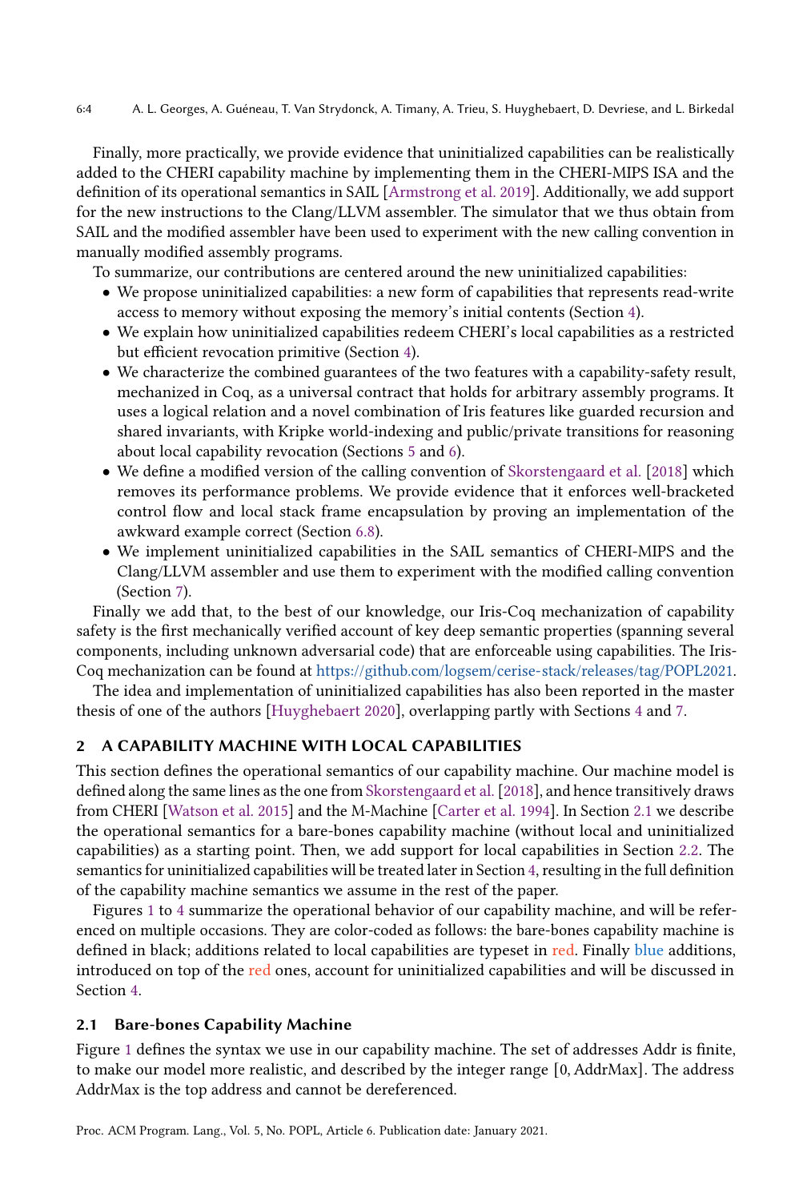Finally, more practically, we provide evidence that uninitialized capabilities can be realistically added to the CHERI capability machine by implementing them in the CHERI-MIPS ISA and the definition of its operational semantics in SAIL [Armstrong et al. 2019]. Additionally, we add support for the new instructions to the Clang/LLVM assembler. The simulator that we thus obtain from SAIL and the modified assembler have been used to experiment with the new calling convention in manually modified assembly programs.

To summarize, our contributions are centered around the new uninitialized capabilities:

- We propose uninitialized capabilities: a new form of capabilities that represents read-write access to memory without exposing the memory's initial contents (Section 4).
- We explain how uninitialized capabilities redeem CHERI's local capabilities as a restricted but efficient revocation primitive (Section 4).
- We characterize the combined guarantees of the two features with a capability-safety result, mechanized in Coq, as a universal contract that holds for arbitrary assembly programs. It uses a logical relation and a novel combination of Iris features like guarded recursion and shared invariants, with Kripke world-indexing and public/private transitions for reasoning about local capability revocation (Sections 5 and 6).
- We define a modified version of the calling convention of Skorstengaard et al. [2018] which removes its performance problems. We provide evidence that it enforces well-bracketed control flow and local stack frame encapsulation by proving an implementation of the awkward example correct (Section 6.8).
- We implement uninitialized capabilities in the SAIL semantics of CHERI-MIPS and the Clang/LLVM assembler and use them to experiment with the modified calling convention (Section 7).

Finally we add that, to the best of our knowledge, our Iris-Coq mechanization of capability safety is the first mechanically verified account of key deep semantic properties (spanning several components, including unknown adversarial code) that are enforceable using capabilities. The Iris-Coq mechanization can be found at https://github.com/logsem/cerise-stack/releases/tag/POPL2021.

The idea and implementation of uninitialized capabilities has also been reported in the master thesis of one of the authors [Huyghebaert 2020], overlapping partly with Sections 4 and 7.

## 2 A CAPABILITY MACHINE WITH LOCAL CAPABILITIES

This section defines the operational semantics of our capability machine. Our machine model is defined along the same lines as the one from Skorstengaard et al. [2018], and hence transitively draws from CHERI [Watson et al. 2015] and the M-Machine [Carter et al. 1994]. In Section 2.1 we describe the operational semantics for a bare-bones capability machine (without local and uninitialized capabilities) as a starting point. Then, we add support for local capabilities in Section 2.2. The semantics for uninitialized capabilities will be treated later in Section 4, resulting in the full definition of the capability machine semantics we assume in the rest of the paper.

Figures 1 to 4 summarize the operational behavior of our capability machine, and will be referenced on multiple occasions. They are color-coded as follows: the bare-bones capability machine is defined in black; additions related to local capabilities are typeset in red. Finally blue additions, introduced on top of the red ones, account for uninitialized capabilities and will be discussed in Section 4.

### 2.1 Bare-bones Capability Machine

Figure 1 defines the syntax we use in our capability machine. The set of addresses Addr is finite, to make our model more realistic, and described by the integer range $[0, \text{AddrMax}]$. The address AddrMax is the top address and cannot be dereferenced.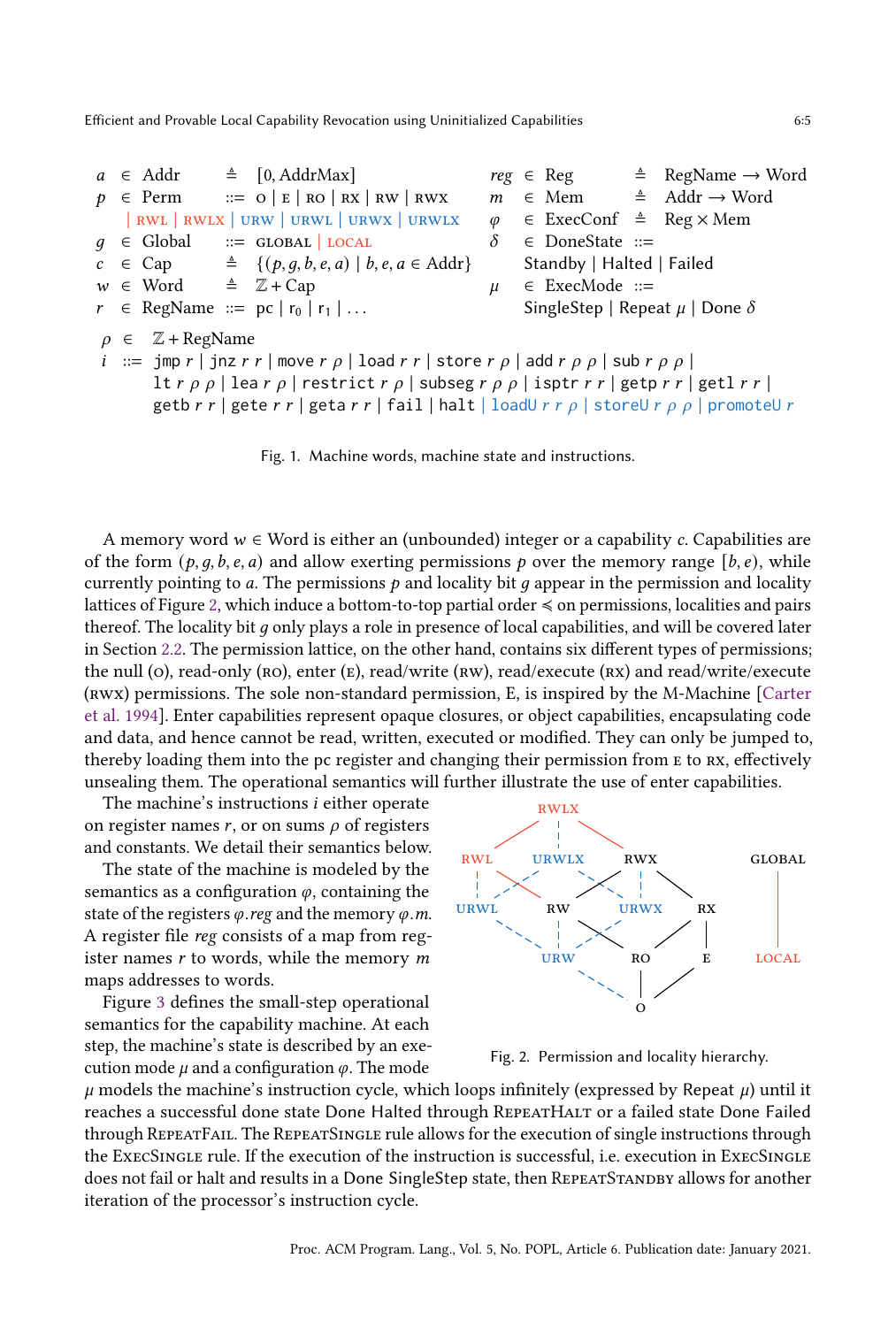$$
\begin{array}{lclcl}
a & \in & \text{Addr} & \triangleq & [0, \text{AddrMax}] \\
p & \in & \text{Perm} & ::= & \textsc{o} \mid \textsc{e} \mid \textsc{ro} \mid \textsc{rx} \mid \textsc{rw} \mid \textsc{rwx} \\
 & & & & \mid \textsc{rwl} \mid \textsc{rwlx} \mid \textsc{urw} \mid \textsc{urwl} \mid \textsc{urwx} \mid \textsc{urwlx} \\
g & \in & \text{Global} & ::= & \textsc{global} \mid \textsc{local} \\
c & \in & \text{Cap} & \triangleq & \{(p, g, b, e, a) \mid b, e, a \in \text{Addr}\} \\
w & \in & \text{Word} & \triangleq & \mathbb{Z} + \text{Cap} \\
r & \in & \text{RegName} & ::= & \text{pc} \mid \text{r}_0 \mid \text{r}_1 \mid \ldots
\end{array}
\qquad
\begin{array}{lclcl}
reg & \in & \text{Reg} & \triangleq & \text{RegName} \rightarrow \text{Word} \\
m & \in & \text{Mem} & \triangleq & \text{Addr} \rightarrow \text{Word} \\
\varphi & \in & \text{ExecConf} & \triangleq & \text{Reg} \times \text{Mem} \\
\delta & \in & \text{DoneState} & ::= & \\
 & & \multicolumn{3}{l}{\text{Standby} \mid \text{Halted} \mid \text{Failed}} \\
\mu & \in & \text{ExecMode} & ::= & \\
 & & \multicolumn{3}{l}{\text{SingleStep} \mid \text{Repeat } \mu \mid \text{Done } \delta}
\end{array}
$$

$$
\begin{array}{lcl}
\rho & \in & \mathbb{Z} + \text{RegName} \\
i & ::= & \texttt{jmp}\ r \mid \texttt{jnz}\ r\ r \mid \texttt{move}\ r\ \rho \mid \texttt{load}\ r\ r \mid \texttt{store}\ r\ \rho \mid \texttt{add}\ r\ \rho\ \rho \mid \texttt{sub}\ r\ \rho\ \rho \mid \\
 & & \texttt{lt}\ r\ \rho\ \rho \mid \texttt{lea}\ r\ \rho \mid \texttt{restrict}\ r\ \rho \mid \texttt{subseg}\ r\ \rho\ \rho \mid \texttt{isptr}\ r\ r \mid \texttt{getp}\ r\ r \mid \texttt{getl}\ r\ r \mid \\
 & & \texttt{getb}\ r\ r \mid \texttt{gete}\ r\ r \mid \texttt{geta}\ r\ r \mid \texttt{fail} \mid \texttt{halt} \mid \texttt{loadU}\ r\ r\ \rho \mid \texttt{storeU}\ r\ \rho\ \rho \mid \texttt{promoteU}\ r
\end{array}
$$

Fig. 1. Machine words, machine state and instructions.

A memory word $w \in \text{Word}$ is either an (unbounded) integer or a capability $c$. Capabilities are of the form $(p, g, b, e, a)$ and allow exerting permissions $p$ over the memory range $[b, e)$, while currently pointing to $a$. The permissions $p$ and locality bit $g$ appear in the permission and locality lattices of Figure 2, which induce a bottom-to-top partial order $\preccurlyeq$ on permissions, localities and pairs thereof. The locality bit $g$ only plays a role in presence of local capabilities, and will be covered later in Section 2.2. The permission lattice, on the other hand, contains six different types of permissions; the null (O), read-only (RO), enter (E), read/write (RW), read/execute (RX) and read/write/execute (RWX) permissions. The sole non-standard permission, E, is inspired by the M-Machine [Carter et al. 1994]. Enter capabilities represent opaque closures, or object capabilities, encapsulating code and data, and hence cannot be read, written, executed or modified. They can only be jumped to, thereby loading them into the pc register and changing their permission from E to RX, effectively unsealing them. The operational semantics will further illustrate the use of enter capabilities.

The machine's instructions $i$ either operate on register names $r$, or on sums $\rho$ of registers and constants. We detail their semantics below.

The state of the machine is modeled by the semantics as a configuration $\varphi$, containing the state of the registers $\varphi.reg$ and the memory $\varphi.m$. A register file $reg$ consists of a map from register names $r$ to words, while the memory $m$ maps addresses to words.

Figure 3 defines the small-step operational semantics for the capability machine. At each step, the machine's state is described by an execution mode $\mu$ and a configuration $\varphi$. The mode $\mu$ models the machine's instruction cycle, which loops infinitely (expressed by Repeat $\mu$) until it reaches a successful done state Done Halted through RepeatHalt or a failed state Done Failed through RepeatFail. The RepeatSingle rule allows for the execution of single instructions through the ExecSingle rule. If the execution of the instruction is successful, i.e. execution in ExecSingle does not fail or halt and results in a Done SingleStep state, then RepeatStandby allows for another iteration of the processor's instruction cycle.

Fig. 2. Permission and locality hierarchy.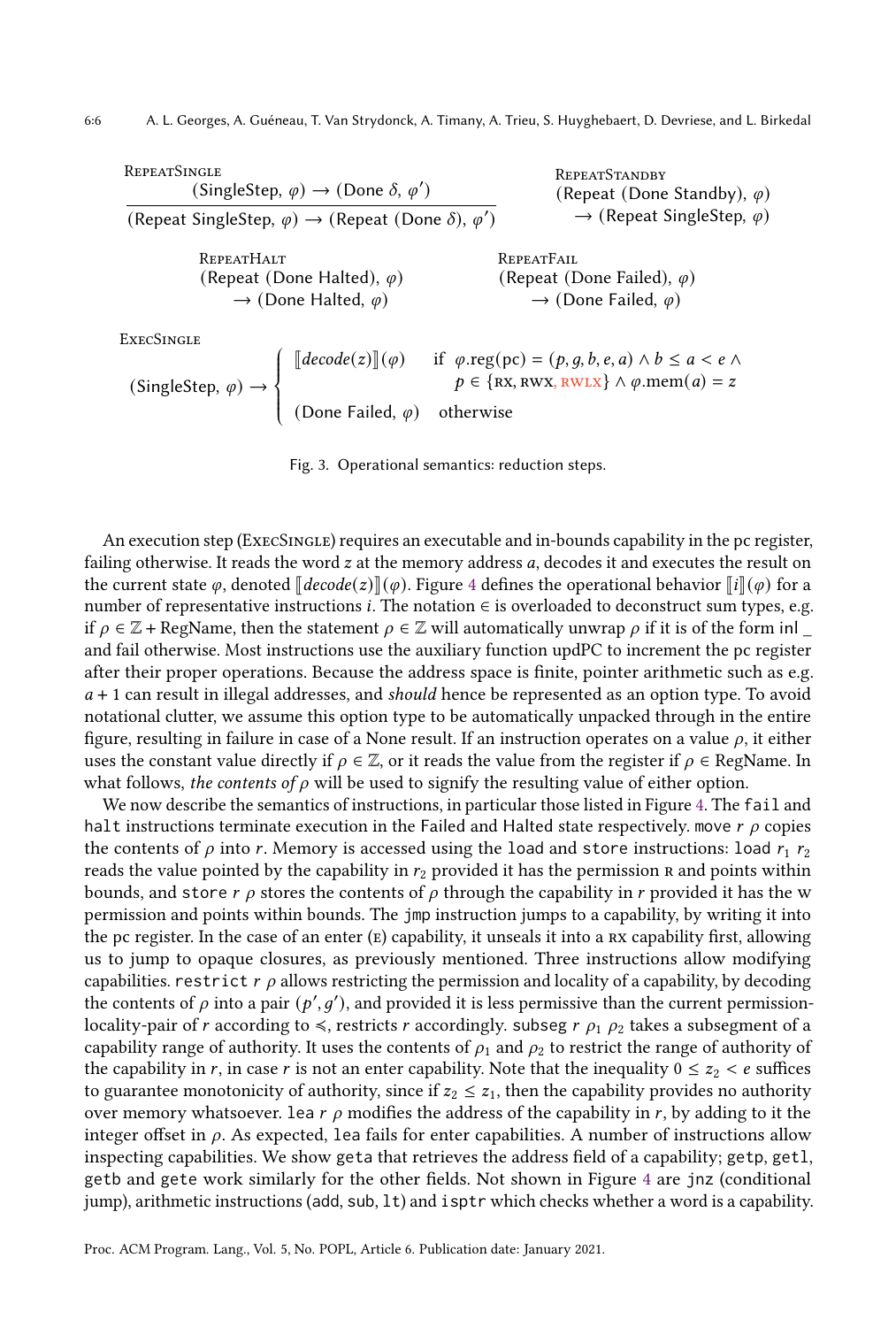REPEATSINGLE

$$\frac{(\text{SingleStep},\ \varphi) \rightarrow (\text{Done } \delta,\ \varphi')}{(\text{Repeat SingleStep},\ \varphi) \rightarrow (\text{Repeat (Done } \delta),\ \varphi')}$$

REPEATSTANDBY

$$(\text{Repeat (Done Standby)},\ \varphi) \rightarrow (\text{Repeat SingleStep},\ \varphi)$$

REPEATHALT

$$(\text{Repeat (Done Halted)},\ \varphi) \rightarrow (\text{Done Halted},\ \varphi)$$

REPEATFAIL

$$(\text{Repeat (Done Failed)},\ \varphi) \rightarrow (\text{Done Failed},\ \varphi)$$

EXECSINGLE

$$(\text{SingleStep},\ \varphi) \rightarrow \begin{cases} [\![decode(z)]\!](\varphi) & \text{if } \varphi.\text{reg(pc)} = (p, g, b, e, a) \wedge b \le a < e \wedge \\ & \quad p \in \{\text{RX}, \text{RWX}, \text{RWLX}\} \wedge \varphi.\text{mem}(a) = z \\ (\text{Done Failed},\ \varphi) & \text{otherwise} \end{cases}$$

Fig. 3. Operational semantics: reduction steps.

An execution step (EXECSINGLE) requires an executable and in-bounds capability in the pc register, failing otherwise. It reads the word $z$ at the memory address $a$, decodes it and executes the result on the current state $\varphi$, denoted $[\![decode(z)]\!](\varphi)$. Figure 4 defines the operational behavior $[\![i]\!](\varphi)$ for a number of representative instructions $i$. The notation $\in$ is overloaded to deconstruct sum types, e.g. if $\rho \in \mathbb{Z} + \text{RegName}$, then the statement $\rho \in \mathbb{Z}$ will automatically unwrap $\rho$ if it is of the form inl _ and fail otherwise. Most instructions use the auxiliary function updPC to increment the pc register after their proper operations. Because the address space is finite, pointer arithmetic such as e.g. $a + 1$ can result in illegal addresses, and *should* hence be represented as an option type. To avoid notational clutter, we assume this option type to be automatically unpacked through in the entire figure, resulting in failure in case of a None result. If an instruction operates on a value $\rho$, it either uses the constant value directly if $\rho \in \mathbb{Z}$, or it reads the value from the register if $\rho \in \text{RegName}$. In what follows, *the contents of* $\rho$ will be used to signify the resulting value of either option.

We now describe the semantics of instructions, in particular those listed in Figure 4. The `fail` and `halt` instructions terminate execution in the Failed and Halted state respectively. `move` $r$ $\rho$ copies the contents of $\rho$ into $r$. Memory is accessed using the `load` and `store` instructions: `load` $r_1$ $r_2$ reads the value pointed by the capability in $r_2$ provided it has the permission R and points within bounds, and `store` $r$ $\rho$ stores the contents of $\rho$ through the capability in $r$ provided it has the W permission and points within bounds. The `jmp` instruction jumps to a capability, by writing it into the pc register. In the case of an enter (E) capability, it unseals it into a RX capability first, allowing us to jump to opaque closures, as previously mentioned. Three instructions allow modifying capabilities. `restrict` $r$ $\rho$ allows restricting the permission and locality of a capability, by decoding the contents of $\rho$ into a pair $(p', g')$, and provided it is less permissive than the current permission-locality-pair of $r$ according to $\preccurlyeq$, restricts $r$ accordingly. `subseg` $r$ $\rho_1$ $\rho_2$ takes a subsegment of a capability range of authority. It uses the contents of $\rho_1$ and $\rho_2$ to restrict the range of authority of the capability in $r$, in case $r$ is not an enter capability. Note that the inequality $0 \le z_2 < e$ suffices to guarantee monotonicity of authority, since if $z_2 \le z_1$, then the capability provides no authority over memory whatsoever. `lea` $r$ $\rho$ modifies the address of the capability in $r$, by adding to it the integer offset in $\rho$. As expected, `lea` fails for enter capabilities. A number of instructions allow inspecting capabilities. We show `geta` that retrieves the address field of a capability; `getp`, `getl`, `getb` and `gete` work similarly for the other fields. Not shown in Figure 4 are `jnz` (conditional jump), arithmetic instructions (`add`, `sub`, `lt`) and `isptr` which checks whether a word is a capability.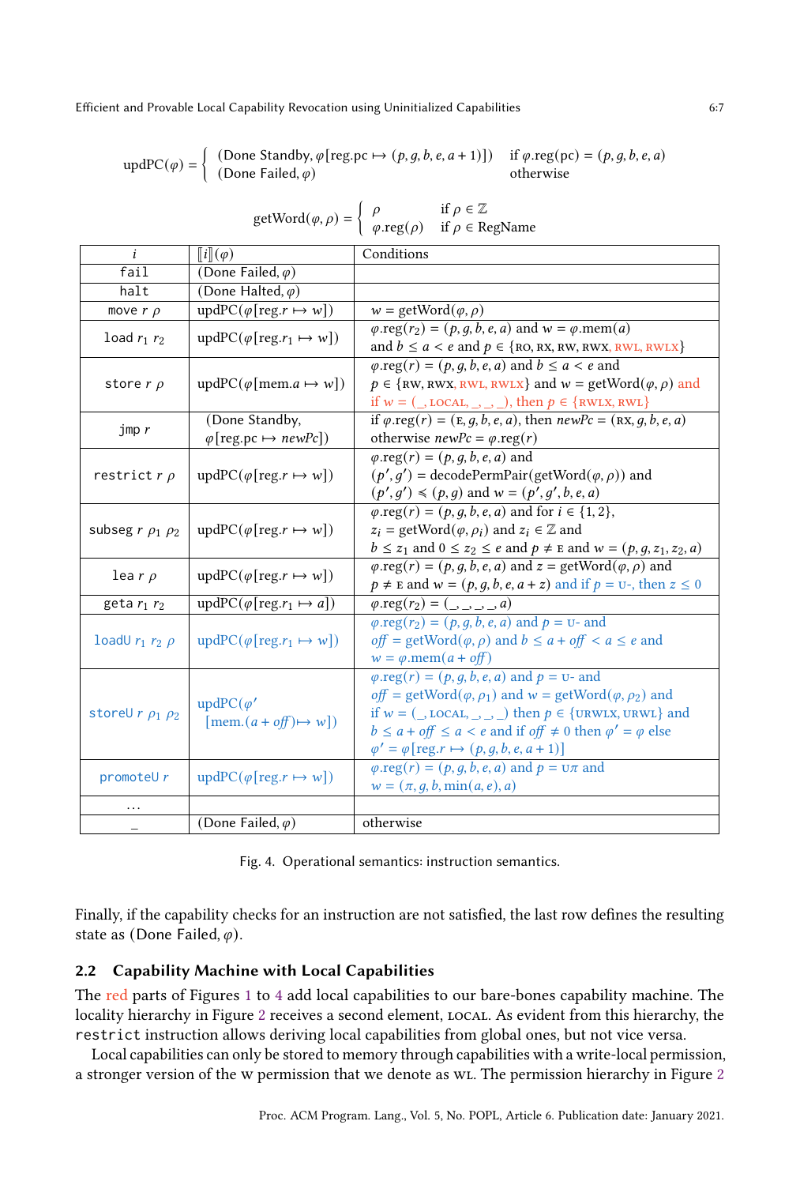$$\text{updPC}(\varphi) = \begin{cases} (\text{Done Standby}, \varphi[\text{reg.pc} \mapsto (p, g, b, e, a+1)]) & \text{if } \varphi.\text{reg}(\text{pc}) = (p, g, b, e, a) \\ (\text{Done Failed}, \varphi) & \text{otherwise} \end{cases}$$

$$\text{getWord}(\varphi, \rho) = \begin{cases} \rho & \text{if } \rho \in \mathbb{Z} \\ \varphi.\text{reg}(\rho) & \text{if } \rho \in \text{RegName} \end{cases}$$

| $i$ | $[\![i]\!](\varphi)$ | Conditions |
|---|---|---|
| `fail` | (Done Failed, $\varphi$) | |
| `halt` | (Done Halted, $\varphi$) | |
| `move` $r\ \rho$ | updPC($\varphi$[reg.$r \mapsto w$]) | $w = \text{getWord}(\varphi, \rho)$ |
| `load` $r_1\ r_2$ | updPC($\varphi$[reg.$r_1 \mapsto w$]) | $\varphi.\text{reg}(r_2) = (p, g, b, e, a)$ and $w = \varphi.\text{mem}(a)$ and $b \leq a < e$ and $p \in \{\text{RO}, \text{RX}, \text{RW}, \text{RWX}, \text{RWL}, \text{RWLX}\}$ |
| `store` $r\ \rho$ | updPC($\varphi$[mem.$a \mapsto w$]) | $\varphi.\text{reg}(r) = (p, g, b, e, a)$ and $b \leq a < e$ and $p \in \{\text{RW}, \text{RWX}, \text{RWL}, \text{RWLX}\}$ and $w = \text{getWord}(\varphi, \rho)$ and if $w = (\_, \text{LOCAL}, \_, \_, \_)$, then $p \in \{\text{RWLX}, \text{RWL}\}$ |
| `jmp` $r$ | (Done Standby, $\varphi$[reg.pc $\mapsto$ *newPc*]) | if $\varphi.\text{reg}(r) = (\text{E}, g, b, e, a)$, then *newPc* $= (\text{RX}, g, b, e, a)$ otherwise *newPc* $= \varphi.\text{reg}(r)$ |
| `restrict` $r\ \rho$ | updPC($\varphi$[reg.$r \mapsto w$]) | $\varphi.\text{reg}(r) = (p, g, b, e, a)$ and $(p', g') = \text{decodePermPair}(\text{getWord}(\varphi, \rho))$ and $(p', g') \preccurlyeq (p, g)$ and $w = (p', g', b, e, a)$ |
| `subseg` $r\ \rho_1\ \rho_2$ | updPC($\varphi$[reg.$r \mapsto w$]) | $\varphi.\text{reg}(r) = (p, g, b, e, a)$ and for $i \in \{1, 2\}$, $z_i = \text{getWord}(\varphi, \rho_i)$ and $z_i \in \mathbb{Z}$ and $b \leq z_1$ and $0 \leq z_2 \leq e$ and $p \neq \text{E}$ and $w = (p, g, z_1, z_2, a)$ |
| `lea` $r\ \rho$ | updPC($\varphi$[reg.$r \mapsto w$]) | $\varphi.\text{reg}(r) = (p, g, b, e, a)$ and $z = \text{getWord}(\varphi, \rho)$ and $p \neq \text{E}$ and $w = (p, g, b, e, a + z)$ and if $p = \text{U-}$, then $z \leq 0$ |
| `geta` $r_1\ r_2$ | updPC($\varphi$[reg.$r_1 \mapsto a$]) | $\varphi.\text{reg}(r_2) = (\_, \_, \_, \_, a)$ |
| `loadU` $r_1\ r_2\ \rho$ | updPC($\varphi$[reg.$r_1 \mapsto w$]) | $\varphi.\text{reg}(r_2) = (p, g, b, e, a)$ and $p = \text{U-}$ and $\mathit{off} = \text{getWord}(\varphi, \rho)$ and $b \leq a + \mathit{off} < a \leq e$ and $w = \varphi.\text{mem}(a + \mathit{off})$ |
| `storeU` $r\ \rho_1\ \rho_2$ | updPC($\varphi'$[mem.$(a + \mathit{off}) \mapsto w$]) | $\varphi.\text{reg}(r) = (p, g, b, e, a)$ and $p = \text{U-}$ and $\mathit{off} = \text{getWord}(\varphi, \rho_1)$ and $w = \text{getWord}(\varphi, \rho_2)$ and if $w = (\_, \text{LOCAL}, \_, \_, \_)$ then $p \in \{\text{URWLX}, \text{URWL}\}$ and $b \leq a + \mathit{off} \leq a < e$ and if $\mathit{off} \neq 0$ then $\varphi' = \varphi$ else $\varphi' = \varphi[\text{reg}.r \mapsto (p, g, b, e, a + 1)]$ |
| `promoteU` $r$ | updPC($\varphi$[reg.$r \mapsto w$]) | $\varphi.\text{reg}(r) = (p, g, b, e, a)$ and $p = \text{U}\pi$ and $w = (\pi, g, b, \min(a, e), a)$ |
| ... | | |
| _ | (Done Failed, $\varphi$) | otherwise |

Fig. 4. Operational semantics: instruction semantics.

Finally, if the capability checks for an instruction are not satisfied, the last row defines the resulting state as (Done Failed, $\varphi$).

## 2.2 Capability Machine with Local Capabilities

The red parts of Figures 1 to 4 add local capabilities to our bare-bones capability machine. The locality hierarchy in Figure 2 receives a second element, LOCAL. As evident from this hierarchy, the `restrict` instruction allows deriving local capabilities from global ones, but not vice versa.

Local capabilities can only be stored to memory through capabilities with a write-local permission, a stronger version of the W permission that we denote as WL. The permission hierarchy in Figure 2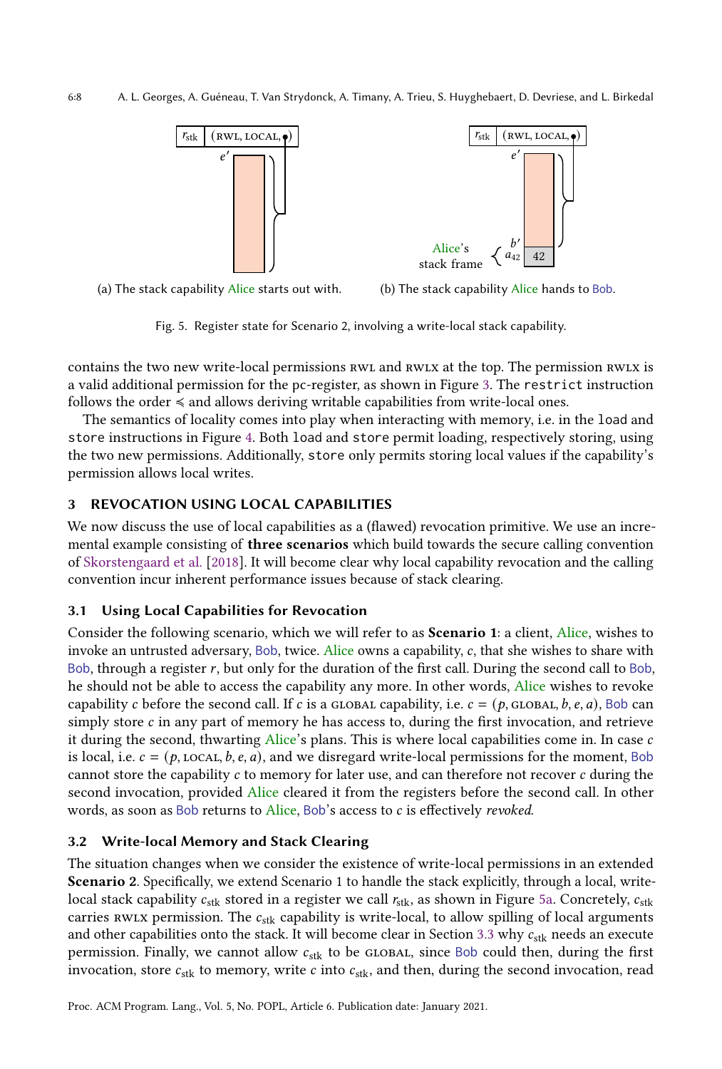(a) The stack capability Alice starts out with.

(b) The stack capability Alice hands to Bob.

Fig. 5. Register state for Scenario 2, involving a write-local stack capability.

contains the two new write-local permissions RWL and RWLX at the top. The permission RWLX is a valid additional permission for the pc-register, as shown in Figure 3. The `restrict` instruction follows the order $\preccurlyeq$ and allows deriving writable capabilities from write-local ones.

The semantics of locality comes into play when interacting with memory, i.e. in the `load` and `store` instructions in Figure 4. Both `load` and `store` permit loading, respectively storing, using the two new permissions. Additionally, `store` only permits storing local values if the capability's permission allows local writes.

## 3 REVOCATION USING LOCAL CAPABILITIES

We now discuss the use of local capabilities as a (flawed) revocation primitive. We use an incremental example consisting of **three scenarios** which build towards the secure calling convention of Skorstengaard et al. [2018]. It will become clear why local capability revocation and the calling convention incur inherent performance issues because of stack clearing.

### 3.1 Using Local Capabilities for Revocation

Consider the following scenario, which we will refer to as **Scenario 1**: a client, Alice, wishes to invoke an untrusted adversary, Bob, twice. Alice owns a capability, $c$, that she wishes to share with Bob, through a register $r$, but only for the duration of the first call. During the second call to Bob, he should not be able to access the capability any more. In other words, Alice wishes to revoke capability $c$ before the second call. If $c$ is a GLOBAL capability, i.e. $c = (p, \text{GLOBAL}, b, e, a)$, Bob can simply store $c$ in any part of memory he has access to, during the first invocation, and retrieve it during the second, thwarting Alice's plans. This is where local capabilities come in. In case $c$ is local, i.e. $c = (p, \text{LOCAL}, b, e, a)$, and we disregard write-local permissions for the moment, Bob cannot store the capability $c$ to memory for later use, and can therefore not recover $c$ during the second invocation, provided Alice cleared it from the registers before the second call. In other words, as soon as Bob returns to Alice, Bob's access to $c$ is effectively *revoked*.

### 3.2 Write-local Memory and Stack Clearing

The situation changes when we consider the existence of write-local permissions in an extended **Scenario 2**. Specifically, we extend Scenario 1 to handle the stack explicitly, through a local, write-local stack capability $c_{\text{stk}}$ stored in a register we call $r_{\text{stk}}$, as shown in Figure 5a. Concretely, $c_{\text{stk}}$ carries RWLX permission. The $c_{\text{stk}}$ capability is write-local, to allow spilling of local arguments and other capabilities onto the stack. It will become clear in Section 3.3 why $c_{\text{stk}}$ needs an execute permission. Finally, we cannot allow $c_{\text{stk}}$ to be GLOBAL, since Bob could then, during the first invocation, store $c_{\text{stk}}$ to memory, write $c$ into $c_{\text{stk}}$, and then, during the second invocation, read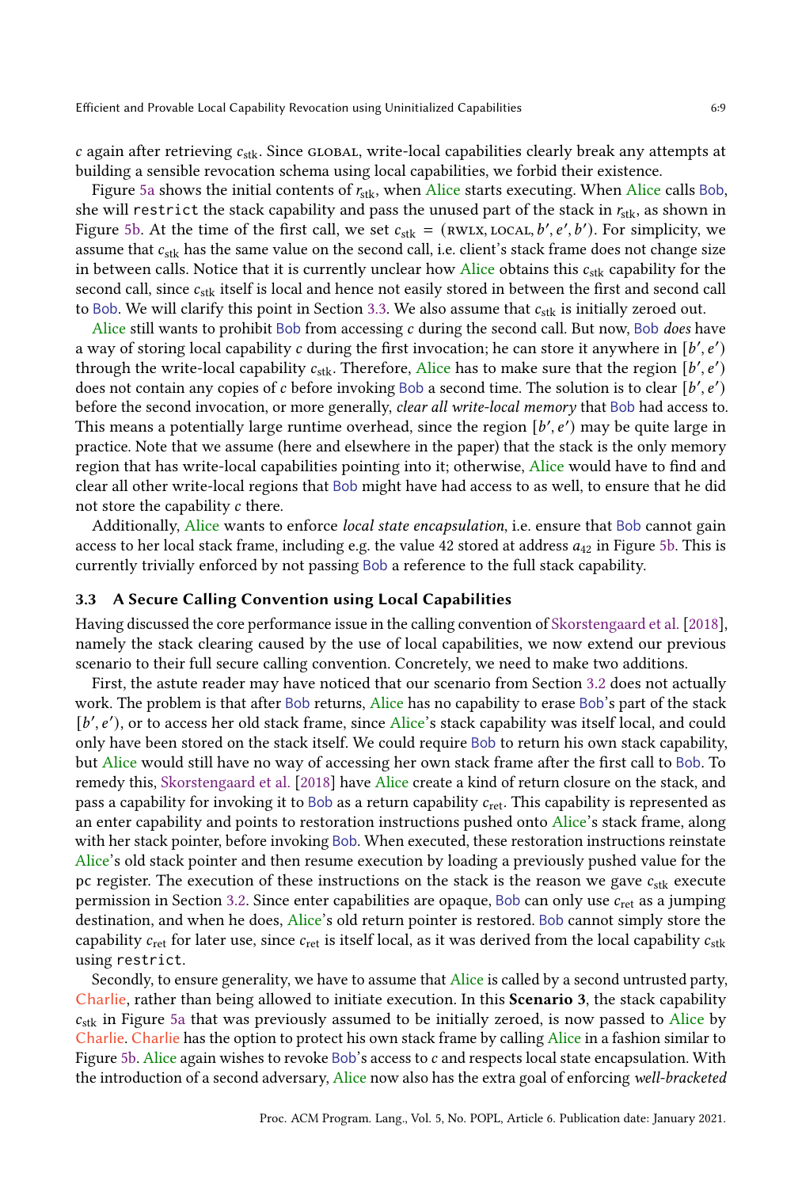$c$ again after retrieving $c_{\text{stk}}$. Since GLOBAL, write-local capabilities clearly break any attempts at building a sensible revocation schema using local capabilities, we forbid their existence.

Figure 5a shows the initial contents of $r_{\text{stk}}$, when Alice starts executing. When Alice calls Bob, she will `restrict` the stack capability and pass the unused part of the stack in $r_{\text{stk}}$, as shown in Figure 5b. At the time of the first call, we set $c_{\text{stk}} = (\text{RWLX}, \text{LOCAL}, b', e', b')$. For simplicity, we assume that $c_{\text{stk}}$ has the same value on the second call, i.e. client's stack frame does not change size in between calls. Notice that it is currently unclear how Alice obtains this $c_{\text{stk}}$ capability for the second call, since $c_{\text{stk}}$ itself is local and hence not easily stored in between the first and second call to Bob. We will clarify this point in Section 3.3. We also assume that $c_{\text{stk}}$ is initially zeroed out.

Alice still wants to prohibit Bob from accessing $c$ during the second call. But now, Bob *does* have a way of storing local capability $c$ during the first invocation; he can store it anywhere in $[b', e')$ through the write-local capability $c_{\text{stk}}$. Therefore, Alice has to make sure that the region $[b', e')$ does not contain any copies of $c$ before invoking Bob a second time. The solution is to clear $[b', e')$ before the second invocation, or more generally, *clear all write-local memory* that Bob had access to. This means a potentially large runtime overhead, since the region $[b', e')$ may be quite large in practice. Note that we assume (here and elsewhere in the paper) that the stack is the only memory region that has write-local capabilities pointing into it; otherwise, Alice would have to find and clear all other write-local regions that Bob might have had access to as well, to ensure that he did not store the capability $c$ there.

Additionally, Alice wants to enforce *local state encapsulation*, i.e. ensure that Bob cannot gain access to her local stack frame, including e.g. the value 42 stored at address $a_{42}$ in Figure 5b. This is currently trivially enforced by not passing Bob a reference to the full stack capability.

### 3.3 A Secure Calling Convention using Local Capabilities

Having discussed the core performance issue in the calling convention of Skorstengaard et al. [2018], namely the stack clearing caused by the use of local capabilities, we now extend our previous scenario to their full secure calling convention. Concretely, we need to make two additions.

First, the astute reader may have noticed that our scenario from Section 3.2 does not actually work. The problem is that after Bob returns, Alice has no capability to erase Bob's part of the stack $[b', e')$, or to access her old stack frame, since Alice's stack capability was itself local, and could only have been stored on the stack itself. We could require Bob to return his own stack capability, but Alice would still have no way of accessing her own stack frame after the first call to Bob. To remedy this, Skorstengaard et al. [2018] have Alice create a kind of return closure on the stack, and pass a capability for invoking it to Bob as a return capability $c_{\text{ret}}$. This capability is represented as an enter capability and points to restoration instructions pushed onto Alice's stack frame, along with her stack pointer, before invoking Bob. When executed, these restoration instructions reinstate Alice's old stack pointer and then resume execution by loading a previously pushed value for the pc register. The execution of these instructions on the stack is the reason we gave $c_{\text{stk}}$ execute permission in Section 3.2. Since enter capabilities are opaque, Bob can only use $c_{\text{ret}}$ as a jumping destination, and when he does, Alice's old return pointer is restored. Bob cannot simply store the capability $c_{\text{ret}}$ for later use, since $c_{\text{ret}}$ is itself local, as it was derived from the local capability $c_{\text{stk}}$ using `restrict`.

Secondly, to ensure generality, we have to assume that Alice is called by a second untrusted party, Charlie, rather than being allowed to initiate execution. In this **Scenario 3**, the stack capability $c_{\text{stk}}$ in Figure 5a that was previously assumed to be initially zeroed, is now passed to Alice by Charlie. Charlie has the option to protect his own stack frame by calling Alice in a fashion similar to Figure 5b. Alice again wishes to revoke Bob's access to $c$ and respects local state encapsulation. With the introduction of a second adversary, Alice now also has the extra goal of enforcing *well-bracketed*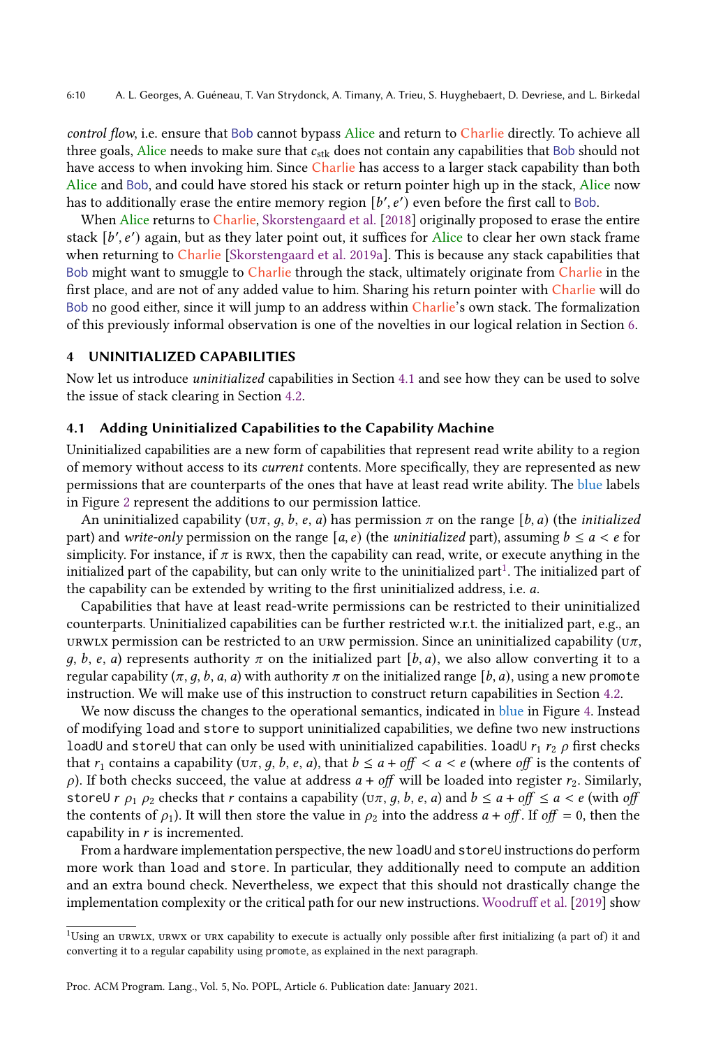*control flow*, i.e. ensure that Bob cannot bypass Alice and return to Charlie directly. To achieve all three goals, Alice needs to make sure that $c_{\text{stk}}$ does not contain any capabilities that Bob should not have access to when invoking him. Since Charlie has access to a larger stack capability than both Alice and Bob, and could have stored his stack or return pointer high up in the stack, Alice now has to additionally erase the entire memory region $[b', e')$ even before the first call to Bob.

When Alice returns to Charlie, Skorstengaard et al. [2018] originally proposed to erase the entire stack $[b', e')$ again, but as they later point out, it suffices for Alice to clear her own stack frame when returning to Charlie [Skorstengaard et al. 2019a]. This is because any stack capabilities that Bob might want to smuggle to Charlie through the stack, ultimately originate from Charlie in the first place, and are not of any added value to him. Sharing his return pointer with Charlie will do Bob no good either, since it will jump to an address within Charlie's own stack. The formalization of this previously informal observation is one of the novelties in our logical relation in Section 6.

## 4 UNINITIALIZED CAPABILITIES

Now let us introduce *uninitialized* capabilities in Section 4.1 and see how they can be used to solve the issue of stack clearing in Section 4.2.

### 4.1 Adding Uninitialized Capabilities to the Capability Machine

Uninitialized capabilities are a new form of capabilities that represent read write ability to a region of memory without access to its *current* contents. More specifically, they are represented as new permissions that are counterparts of the ones that have at least read write ability. The blue labels in Figure 2 represent the additions to our permission lattice.

An uninitialized capability $(\text{U}\pi, g, b, e, a)$ has permission $\pi$ on the range $[b, a)$ (the *initialized* part) and *write-only* permission on the range $[a, e)$ (the *uninitialized* part), assuming $b \le a < e$ for simplicity. For instance, if $\pi$ is RWX, then the capability can read, write, or execute anything in the initialized part of the capability, but can only write to the uninitialized part[1]. The initialized part of the capability can be extended by writing to the first uninitialized address, i.e. $a$.

Capabilities that have at least read-write permissions can be restricted to their uninitialized counterparts. Uninitialized capabilities can be further restricted w.r.t. the initialized part, e.g., an URWLX permission can be restricted to an URW permission. Since an uninitialized capability $(\text{U}\pi, g, b, e, a)$ represents authority $\pi$ on the initialized part $[b, a)$, we also allow converting it to a regular capability $(\pi, g, b, a, a)$ with authority $\pi$ on the initialized range $[b, a)$, using a new `promote` instruction. We will make use of this instruction to construct return capabilities in Section 4.2.

We now discuss the changes to the operational semantics, indicated in blue in Figure 4. Instead of modifying `load` and `store` to support uninitialized capabilities, we define two new instructions `loadU` and `storeU` that can only be used with uninitialized capabilities. `loadU` $r_1$ $r_2$ $\rho$ first checks that $r_1$ contains a capability $(\text{U}\pi, g, b, e, a)$, that $b \le a + \mathit{off} < a < e$ (where $\mathit{off}$ is the contents of $\rho$). If both checks succeed, the value at address $a + \mathit{off}$ will be loaded into register $r_2$. Similarly, `storeU` $r$ $\rho_1$ $\rho_2$ checks that $r$ contains a capability $(\text{U}\pi, g, b, e, a)$ and $b \le a + \mathit{off} \le a < e$ (with $\mathit{off}$ the contents of $\rho_1$). It will then store the value in $\rho_2$ into the address $a + \mathit{off}$. If $\mathit{off} = 0$, then the capability in $r$ is incremented.

From a hardware implementation perspective, the new `loadU` and `storeU` instructions do perform more work than `load` and `store`. In particular, they additionally need to compute an addition and an extra bound check. Nevertheless, we expect that this should not drastically change the implementation complexity or the critical path for our new instructions. Woodruff et al. [2019] show

[1] Using an URWLX, URWX or URX capability to execute is actually only possible after first initializing (a part of) it and converting it to a regular capability using `promote`, as explained in the next paragraph.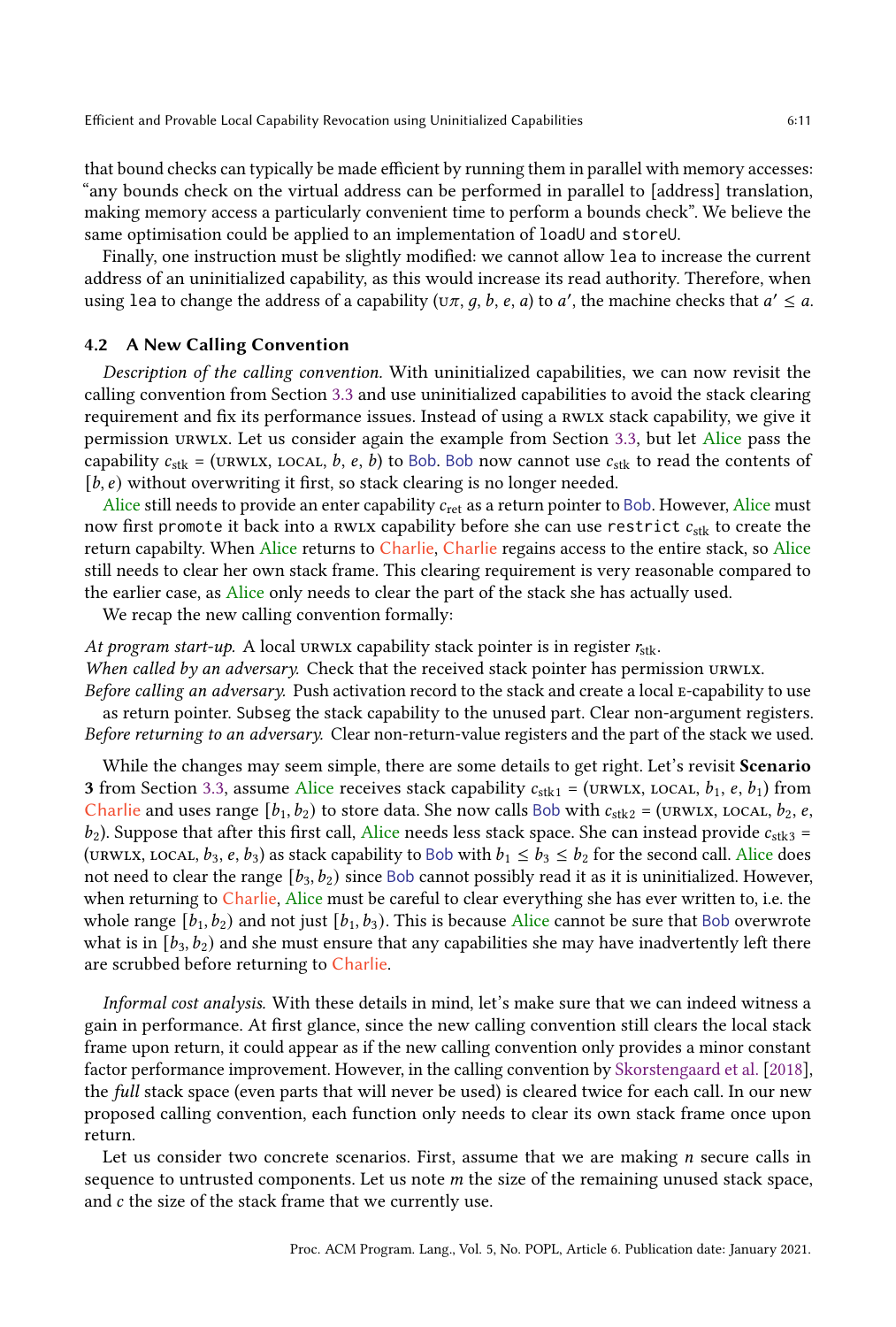that bound checks can typically be made efficient by running them in parallel with memory accesses: "any bounds check on the virtual address can be performed in parallel to [address] translation, making memory access a particularly convenient time to perform a bounds check". We believe the same optimisation could be applied to an implementation of `loadU` and `storeU`.

Finally, one instruction must be slightly modified: we cannot allow `lea` to increase the current address of an uninitialized capability, as this would increase its read authority. Therefore, when using `lea` to change the address of a capability $(\text{U}\pi, g, b, e, a)$ to $a'$, the machine checks that $a' \leq a$.

### 4.2 A New Calling Convention

*Description of the calling convention.* With uninitialized capabilities, we can now revisit the calling convention from Section 3.3 and use uninitialized capabilities to avoid the stack clearing requirement and fix its performance issues. Instead of using a RWLX stack capability, we give it permission URWLX. Let us consider again the example from Section 3.3, but let Alice pass the capability $c_{\text{stk}} = (\text{URWLX}, \text{LOCAL}, b, e, b)$ to Bob. Bob now cannot use $c_{\text{stk}}$ to read the contents of $[b, e)$ without overwriting it first, so stack clearing is no longer needed.

Alice still needs to provide an enter capability $c_{\text{ret}}$ as a return pointer to Bob. However, Alice must now first `promote` it back into a RWLX capability before she can use `restrict` $c_{\text{stk}}$ to create the return capabilty. When Alice returns to Charlie, Charlie regains access to the entire stack, so Alice still needs to clear her own stack frame. This clearing requirement is very reasonable compared to the earlier case, as Alice only needs to clear the part of the stack she has actually used.

We recap the new calling convention formally:

*At program start-up.* A local URWLX capability stack pointer is in register $r_{\text{stk}}$.
*When called by an adversary.* Check that the received stack pointer has permission URWLX.
*Before calling an adversary.* Push activation record to the stack and create a local E-capability to use as return pointer. `Subseg` the stack capability to the unused part. Clear non-argument registers.
*Before returning to an adversary.* Clear non-return-value registers and the part of the stack we used.

While the changes may seem simple, there are some details to get right. Let's revisit **Scenario 3** from Section 3.3, assume Alice receives stack capability $c_{\text{stk}1} = (\text{URWLX}, \text{LOCAL}, b_1, e, b_1)$ from Charlie and uses range $[b_1, b_2)$ to store data. She now calls Bob with $c_{\text{stk}2} = (\text{URWLX}, \text{LOCAL}, b_2, e, b_2)$. Suppose that after this first call, Alice needs less stack space. She can instead provide $c_{\text{stk}3} = (\text{URWLX}, \text{LOCAL}, b_3, e, b_3)$ as stack capability to Bob with $b_1 \leq b_3 \leq b_2$ for the second call. Alice does not need to clear the range $[b_3, b_2)$ since Bob cannot possibly read it as it is uninitialized. However, when returning to Charlie, Alice must be careful to clear everything she has ever written to, i.e. the whole range $[b_1, b_2)$ and not just $[b_1, b_3)$. This is because Alice cannot be sure that Bob overwrote what is in $[b_3, b_2)$ and she must ensure that any capabilities she may have inadvertently left there are scrubbed before returning to Charlie.

*Informal cost analysis.* With these details in mind, let's make sure that we can indeed witness a gain in performance. At first glance, since the new calling convention still clears the local stack frame upon return, it could appear as if the new calling convention only provides a minor constant factor performance improvement. However, in the calling convention by Skorstengaard et al. [2018], the *full* stack space (even parts that will never be used) is cleared twice for each call. In our new proposed calling convention, each function only needs to clear its own stack frame once upon return.

Let us consider two concrete scenarios. First, assume that we are making $n$ secure calls in sequence to untrusted components. Let us note $m$ the size of the remaining unused stack space, and $c$ the size of the stack frame that we currently use.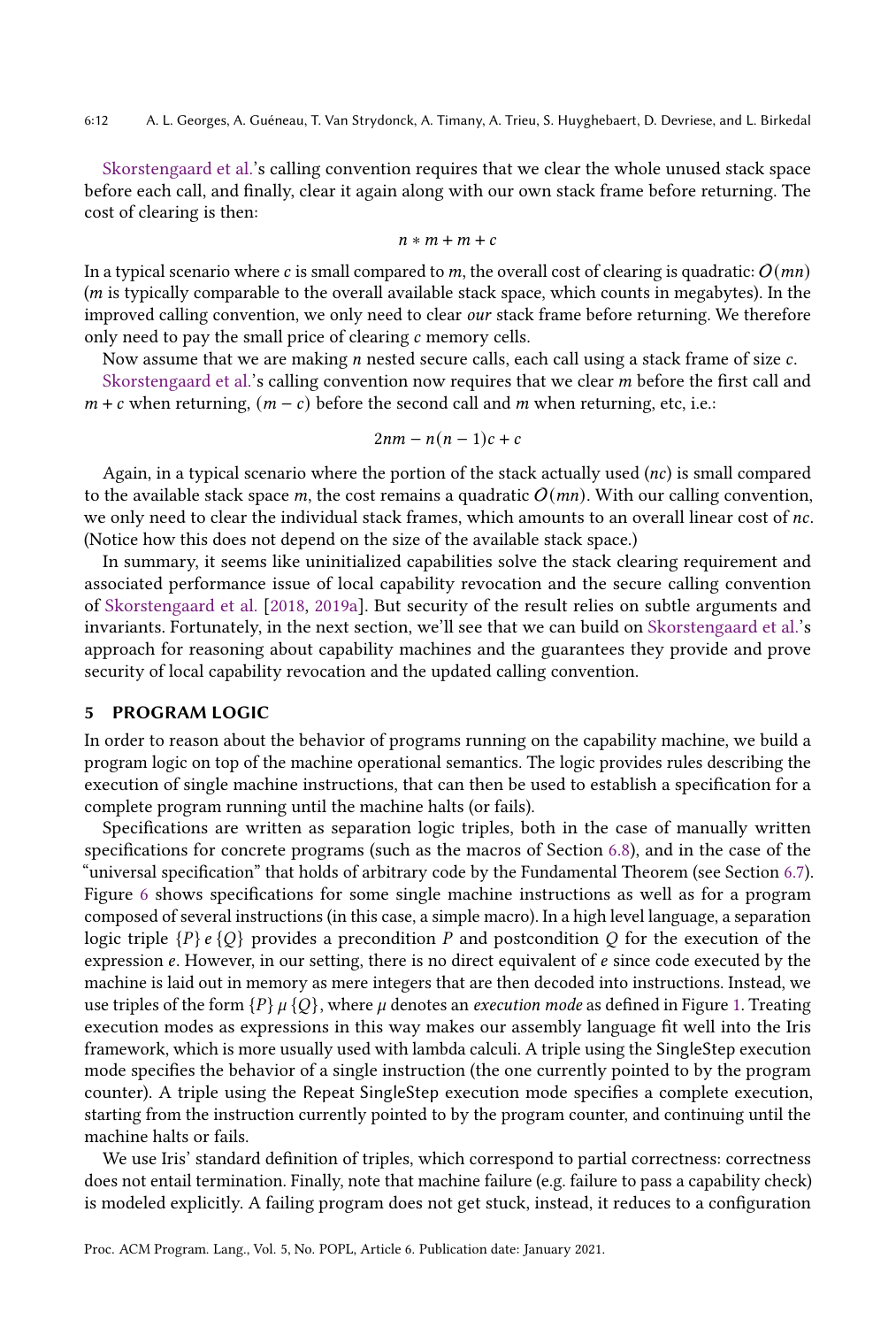Skorstengaard et al.'s calling convention requires that we clear the whole unused stack space before each call, and finally, clear it again along with our own stack frame before returning. The cost of clearing is then:

$$n * m + m + c$$

In a typical scenario where $c$ is small compared to $m$, the overall cost of clearing is quadratic: $O(mn)$ ($m$ is typically comparable to the overall available stack space, which counts in megabytes). In the improved calling convention, we only need to clear *our* stack frame before returning. We therefore only need to pay the small price of clearing $c$ memory cells.

Now assume that we are making $n$ nested secure calls, each call using a stack frame of size $c$. Skorstengaard et al.'s calling convention now requires that we clear $m$ before the first call and $m + c$ when returning, $(m - c)$ before the second call and $m$ when returning, etc, i.e.:

$$2nm - n(n-1)c + c$$

Again, in a typical scenario where the portion of the stack actually used ($nc$) is small compared to the available stack space $m$, the cost remains a quadratic $O(mn)$. With our calling convention, we only need to clear the individual stack frames, which amounts to an overall linear cost of $nc$. (Notice how this does not depend on the size of the available stack space.)

In summary, it seems like uninitialized capabilities solve the stack clearing requirement and associated performance issue of local capability revocation and the secure calling convention of Skorstengaard et al. [2018, 2019a]. But security of the result relies on subtle arguments and invariants. Fortunately, in the next section, we'll see that we can build on Skorstengaard et al.'s approach for reasoning about capability machines and the guarantees they provide and prove security of local capability revocation and the updated calling convention.

## 5 PROGRAM LOGIC

In order to reason about the behavior of programs running on the capability machine, we build a program logic on top of the machine operational semantics. The logic provides rules describing the execution of single machine instructions, that can then be used to establish a specification for a complete program running until the machine halts (or fails).

Specifications are written as separation logic triples, both in the case of manually written specifications for concrete programs (such as the macros of Section 6.8), and in the case of the "universal specification" that holds of arbitrary code by the Fundamental Theorem (see Section 6.7). Figure 6 shows specifications for some single machine instructions as well as for a program composed of several instructions (in this case, a simple macro). In a high level language, a separation logic triple $\{P\}\, e\, \{Q\}$ provides a precondition $P$ and postcondition $Q$ for the execution of the expression $e$. However, in our setting, there is no direct equivalent of $e$ since code executed by the machine is laid out in memory as mere integers that are then decoded into instructions. Instead, we use triples of the form $\{P\}\, \mu\, \{Q\}$, where $\mu$ denotes an *execution mode* as defined in Figure 1. Treating execution modes as expressions in this way makes our assembly language fit well into the Iris framework, which is more usually used with lambda calculi. A triple using the SingleStep execution mode specifies the behavior of a single instruction (the one currently pointed to by the program counter). A triple using the Repeat SingleStep execution mode specifies a complete execution, starting from the instruction currently pointed to by the program counter, and continuing until the machine halts or fails.

We use Iris' standard definition of triples, which correspond to partial correctness: correctness does not entail termination. Finally, note that machine failure (e.g. failure to pass a capability check) is modeled explicitly. A failing program does not get stuck, instead, it reduces to a configuration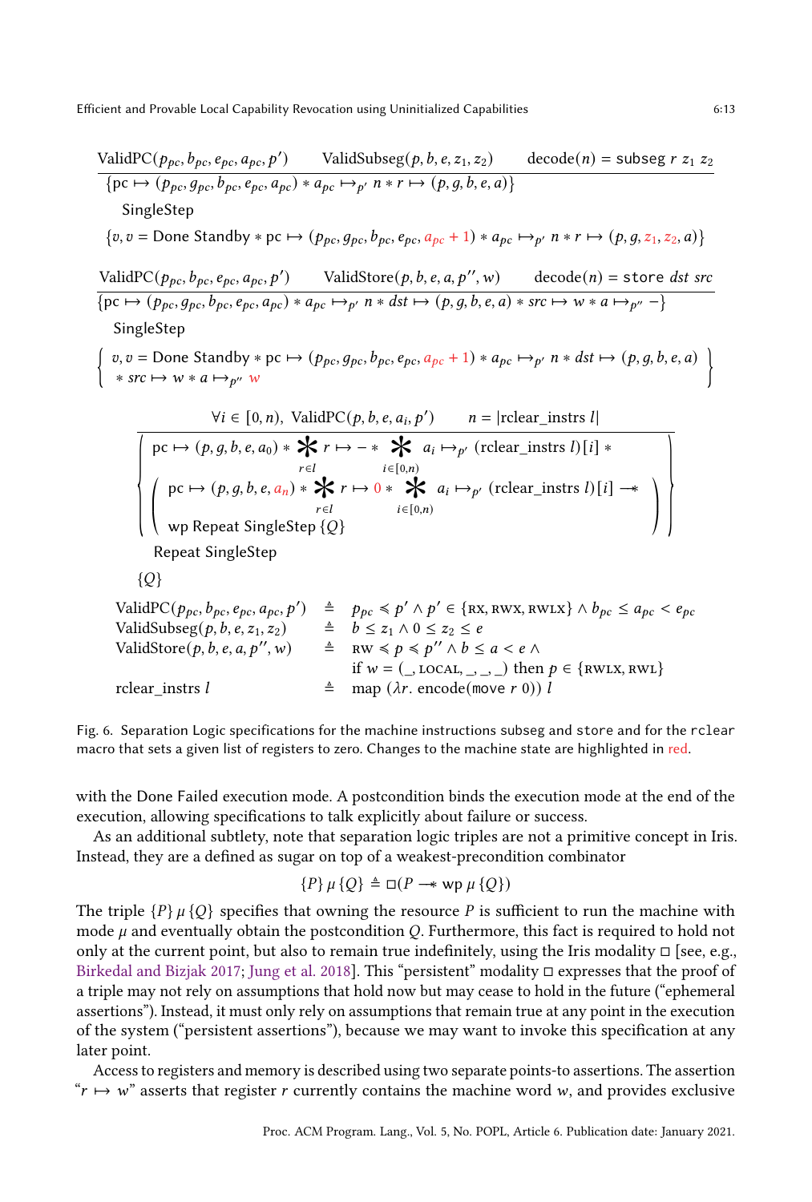$$\frac{\text{ValidPC}(p_{pc}, b_{pc}, e_{pc}, a_{pc}, p') \qquad \text{ValidSubseg}(p, b, e, z_1, z_2) \qquad \text{decode}(n) = \texttt{subseg}\ r\ z_1\ z_2}{\begin{array}{l}\{\text{pc} \mapsto (p_{pc}, g_{pc}, b_{pc}, e_{pc}, a_{pc}) * a_{pc} \mapsto_{p'} n * r \mapsto (p, g, b, e, a)\} \\ \quad \text{SingleStep} \\ \{v, v = \text{Done Standby} * \text{pc} \mapsto (p_{pc}, g_{pc}, b_{pc}, e_{pc}, \color{red}{a_{pc} + 1}) * a_{pc} \mapsto_{p'} n * r \mapsto (p, g, \color{red}{z_1}, \color{red}{z_2}, a)\}\end{array}}$$

$$\frac{\text{ValidPC}(p_{pc}, b_{pc}, e_{pc}, a_{pc}, p') \qquad \text{ValidStore}(p, b, e, a, p'', w) \qquad \text{decode}(n) = \texttt{store}\ dst\ src}{\begin{array}{l}\{\text{pc} \mapsto (p_{pc}, g_{pc}, b_{pc}, e_{pc}, a_{pc}) * a_{pc} \mapsto_{p'} n * dst \mapsto (p, g, b, e, a) * src \mapsto w * a \mapsto_{p''} -\} \\ \quad \text{SingleStep} \\ \left\{\begin{array}{l} v, v = \text{Done Standby} * \text{pc} \mapsto (p_{pc}, g_{pc}, b_{pc}, e_{pc}, \color{red}{a_{pc} + 1}) * a_{pc} \mapsto_{p'} n * dst \mapsto (p, g, b, e, a) \\ * \ src \mapsto w * a \mapsto_{p''} \color{red}{w} \end{array}\right\}\end{array}}$$

$$\frac{\forall i \in [0, n),\ \text{ValidPC}(p, b, e, a_i, p') \qquad n = |\text{rclear\_instrs}\ l|}{\begin{array}{l}\left\{\begin{array}{l} \text{pc} \mapsto (p, g, b, e, a_0) * \bigstar_{r \in l}\ r \mapsto - * \bigstar_{i \in [0,n)}\ a_i \mapsto_{p'} (\text{rclear\_instrs}\ l)[i] * \\ \left(\begin{array}{l} \text{pc} \mapsto (p, g, b, e, \color{red}{a_n}) * \bigstar_{r \in l}\ r \mapsto \color{red}{0} * \bigstar_{i \in [0,n)}\ a_i \mapsto_{p'} (\text{rclear\_instrs}\ l)[i] \mathrel{-\!\!*} \\ \text{wp Repeat SingleStep}\ \{Q\} \end{array}\right) \end{array}\right\} \\ \quad \text{Repeat SingleStep} \\ \{Q\}\end{array}}$$

$$\begin{array}{lcl}
\text{ValidPC}(p_{pc}, b_{pc}, e_{pc}, a_{pc}, p') & \triangleq & p_{pc} \preccurlyeq p' \wedge p' \in \{\text{RX}, \text{RWX}, \text{RWLX}\} \wedge b_{pc} \leq a_{pc} < e_{pc} \\
\text{ValidSubseg}(p, b, e, z_1, z_2) & \triangleq & b \leq z_1 \wedge 0 \leq z_2 \leq e \\
\text{ValidStore}(p, b, e, a, p'', w) & \triangleq & \text{RW} \preccurlyeq p \preccurlyeq p'' \wedge b \leq a < e \wedge \\
& & \text{if } w = (\_, \text{LOCAL}, \_, \_, \_) \text{ then } p \in \{\text{RWLX}, \text{RWL}\} \\
\text{rclear\_instrs}\ l & \triangleq & \text{map}\ (\lambda r.\ \text{encode}(\texttt{move}\ r\ 0))\ l
\end{array}$$

Fig. 6. Separation Logic specifications for the machine instructions `subseg` and `store` and for the `rclear` macro that sets a given list of registers to zero. Changes to the machine state are highlighted in red.

with the Done Failed execution mode. A postcondition binds the execution mode at the end of the execution, allowing specifications to talk explicitly about failure or success.

As an additional subtlety, note that separation logic triples are not a primitive concept in Iris. Instead, they are a defined as sugar on top of a weakest-precondition combinator

$$\{P\}\ \mu\ \{Q\} \triangleq \square(P \mathrel{-\!\!*} \text{wp}\ \mu\ \{Q\})$$

The triple $\{P\}\ \mu\ \{Q\}$ specifies that owning the resource $P$ is sufficient to run the machine with mode $\mu$ and eventually obtain the postcondition $Q$. Furthermore, this fact is required to hold not only at the current point, but also to remain true indefinitely, using the Iris modality $\square$ [see, e.g., Birkedal and Bizjak 2017; Jung et al. 2018]. This "persistent" modality $\square$ expresses that the proof of a triple may not rely on assumptions that hold now but may cease to hold in the future ("ephemeral assertions"). Instead, it must only rely on assumptions that remain true at any point in the execution of the system ("persistent assertions"), because we may want to invoke this specification at any later point.

Access to registers and memory is described using two separate points-to assertions. The assertion "$r \mapsto w$" asserts that register $r$ currently contains the machine word $w$, and provides exclusive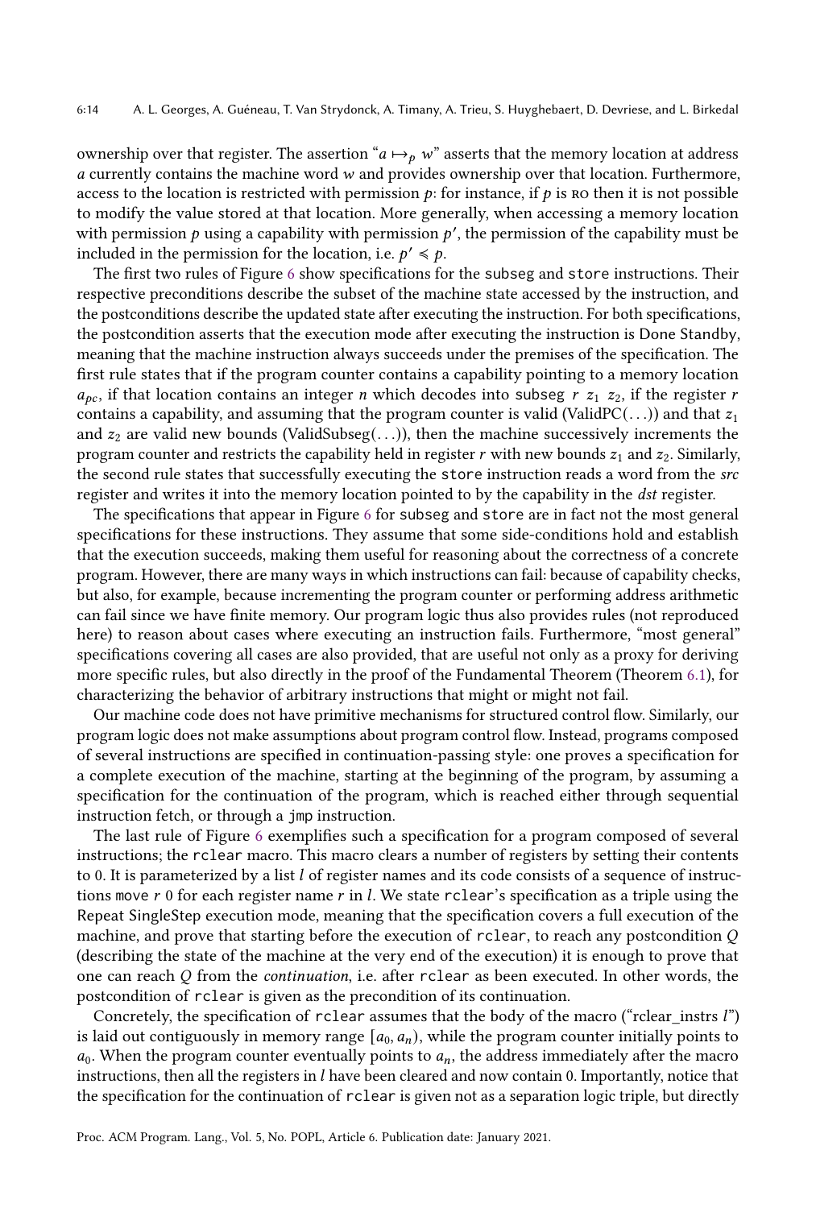ownership over that register. The assertion "$a \mapsto_p w$" asserts that the memory location at address $a$ currently contains the machine word $w$ and provides ownership over that location. Furthermore, access to the location is restricted with permission $p$: for instance, if $p$ is RO then it is not possible to modify the value stored at that location. More generally, when accessing a memory location with permission $p$ using a capability with permission $p'$, the permission of the capability must be included in the permission for the location, i.e. $p' \preccurlyeq p$.

The first two rules of Figure 6 show specifications for the `subseg` and `store` instructions. Their respective preconditions describe the subset of the machine state accessed by the instruction, and the postconditions describe the updated state after executing the instruction. For both specifications, the postcondition asserts that the execution mode after executing the instruction is Done Standby, meaning that the machine instruction always succeeds under the premises of the specification. The first rule states that if the program counter contains a capability pointing to a memory location $a_{pc}$, if that location contains an integer $n$ which decodes into `subseg` $r$ $z_1$ $z_2$, if the register $r$ contains a capability, and assuming that the program counter is valid (ValidPC(...)) and that $z_1$ and $z_2$ are valid new bounds (ValidSubseg(...)), then the machine successively increments the program counter and restricts the capability held in register $r$ with new bounds $z_1$ and $z_2$. Similarly, the second rule states that successfully executing the `store` instruction reads a word from the *src* register and writes it into the memory location pointed to by the capability in the *dst* register.

The specifications that appear in Figure 6 for `subseg` and `store` are in fact not the most general specifications for these instructions. They assume that some side-conditions hold and establish that the execution succeeds, making them useful for reasoning about the correctness of a concrete program. However, there are many ways in which instructions can fail: because of capability checks, but also, for example, because incrementing the program counter or performing address arithmetic can fail since we have finite memory. Our program logic thus also provides rules (not reproduced here) to reason about cases where executing an instruction fails. Furthermore, "most general" specifications covering all cases are also provided, that are useful not only as a proxy for deriving more specific rules, but also directly in the proof of the Fundamental Theorem (Theorem 6.1), for characterizing the behavior of arbitrary instructions that might or might not fail.

Our machine code does not have primitive mechanisms for structured control flow. Similarly, our program logic does not make assumptions about program control flow. Instead, programs composed of several instructions are specified in continuation-passing style: one proves a specification for a complete execution of the machine, starting at the beginning of the program, by assuming a specification for the continuation of the program, which is reached either through sequential instruction fetch, or through a `jmp` instruction.

The last rule of Figure 6 exemplifies such a specification for a program composed of several instructions; the `rclear` macro. This macro clears a number of registers by setting their contents to 0. It is parameterized by a list $l$ of register names and its code consists of a sequence of instructions `move` $r$ `0` for each register name $r$ in $l$. We state `rclear`'s specification as a triple using the Repeat SingleStep execution mode, meaning that the specification covers a full execution of the machine, and prove that starting before the execution of `rclear`, to reach any postcondition $Q$ (describing the state of the machine at the very end of the execution) it is enough to prove that one can reach $Q$ from the *continuation*, i.e. after `rclear` as been executed. In other words, the postcondition of `rclear` is given as the precondition of its continuation.

Concretely, the specification of `rclear` assumes that the body of the macro ("rclear_instrs $l$") is laid out contiguously in memory range $[a_0, a_n)$, while the program counter initially points to $a_0$. When the program counter eventually points to $a_n$, the address immediately after the macro instructions, then all the registers in $l$ have been cleared and now contain 0. Importantly, notice that the specification for the continuation of `rclear` is given not as a separation logic triple, but directly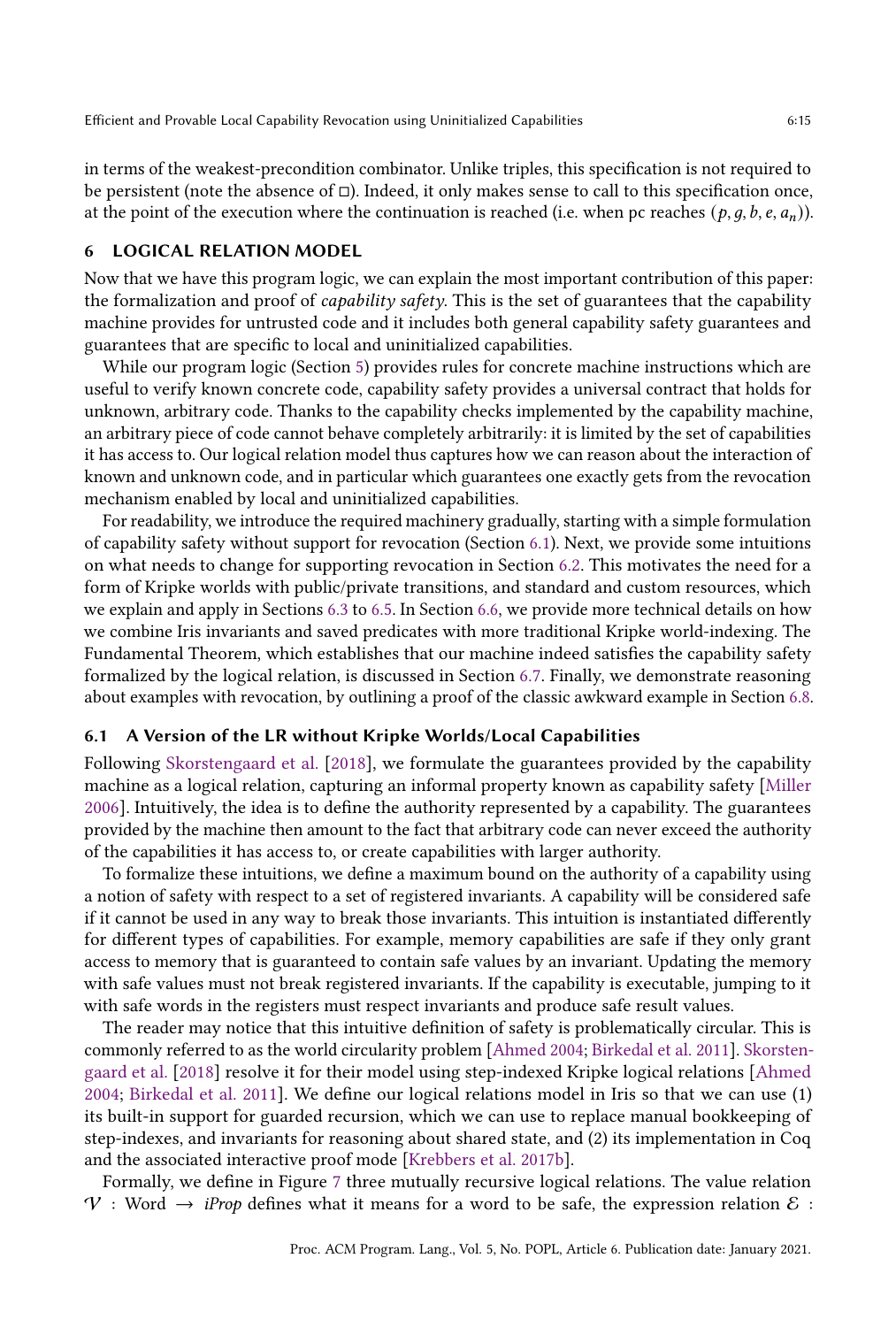in terms of the weakest-precondition combinator. Unlike triples, this specification is not required to be persistent (note the absence of $\square$). Indeed, it only makes sense to call to this specification once, at the point of the execution where the continuation is reached (i.e. when pc reaches $(p, g, b, e, a_n)$).

## 6 LOGICAL RELATION MODEL

Now that we have this program logic, we can explain the most important contribution of this paper: the formalization and proof of *capability safety*. This is the set of guarantees that the capability machine provides for untrusted code and it includes both general capability safety guarantees and guarantees that are specific to local and uninitialized capabilities.

While our program logic (Section 5) provides rules for concrete machine instructions which are useful to verify known concrete code, capability safety provides a universal contract that holds for unknown, arbitrary code. Thanks to the capability checks implemented by the capability machine, an arbitrary piece of code cannot behave completely arbitrarily: it is limited by the set of capabilities it has access to. Our logical relation model thus captures how we can reason about the interaction of known and unknown code, and in particular which guarantees one exactly gets from the revocation mechanism enabled by local and uninitialized capabilities.

For readability, we introduce the required machinery gradually, starting with a simple formulation of capability safety without support for revocation (Section 6.1). Next, we provide some intuitions on what needs to change for supporting revocation in Section 6.2. This motivates the need for a form of Kripke worlds with public/private transitions, and standard and custom resources, which we explain and apply in Sections 6.3 to 6.5. In Section 6.6, we provide more technical details on how we combine Iris invariants and saved predicates with more traditional Kripke world-indexing. The Fundamental Theorem, which establishes that our machine indeed satisfies the capability safety formalized by the logical relation, is discussed in Section 6.7. Finally, we demonstrate reasoning about examples with revocation, by outlining a proof of the classic awkward example in Section 6.8.

### 6.1 A Version of the LR without Kripke Worlds/Local Capabilities

Following Skorstengaard et al. [2018], we formulate the guarantees provided by the capability machine as a logical relation, capturing an informal property known as capability safety [Miller 2006]. Intuitively, the idea is to define the authority represented by a capability. The guarantees provided by the machine then amount to the fact that arbitrary code can never exceed the authority of the capabilities it has access to, or create capabilities with larger authority.

To formalize these intuitions, we define a maximum bound on the authority of a capability using a notion of safety with respect to a set of registered invariants. A capability will be considered safe if it cannot be used in any way to break those invariants. This intuition is instantiated differently for different types of capabilities. For example, memory capabilities are safe if they only grant access to memory that is guaranteed to contain safe values by an invariant. Updating the memory with safe values must not break registered invariants. If the capability is executable, jumping to it with safe words in the registers must respect invariants and produce safe result values.

The reader may notice that this intuitive definition of safety is problematically circular. This is commonly referred to as the world circularity problem [Ahmed 2004; Birkedal et al. 2011]. Skorstengaard et al. [2018] resolve it for their model using step-indexed Kripke logical relations [Ahmed 2004; Birkedal et al. 2011]. We define our logical relations model in Iris so that we can use (1) its built-in support for guarded recursion, which we can use to replace manual bookkeeping of step-indexes, and invariants for reasoning about shared state, and (2) its implementation in Coq and the associated interactive proof mode [Krebbers et al. 2017b].

Formally, we define in Figure 7 three mutually recursive logical relations. The value relation $\mathcal{V}$ : Word $\rightarrow$ *iProp* defines what it means for a word to be safe, the expression relation $\mathcal{E}$ :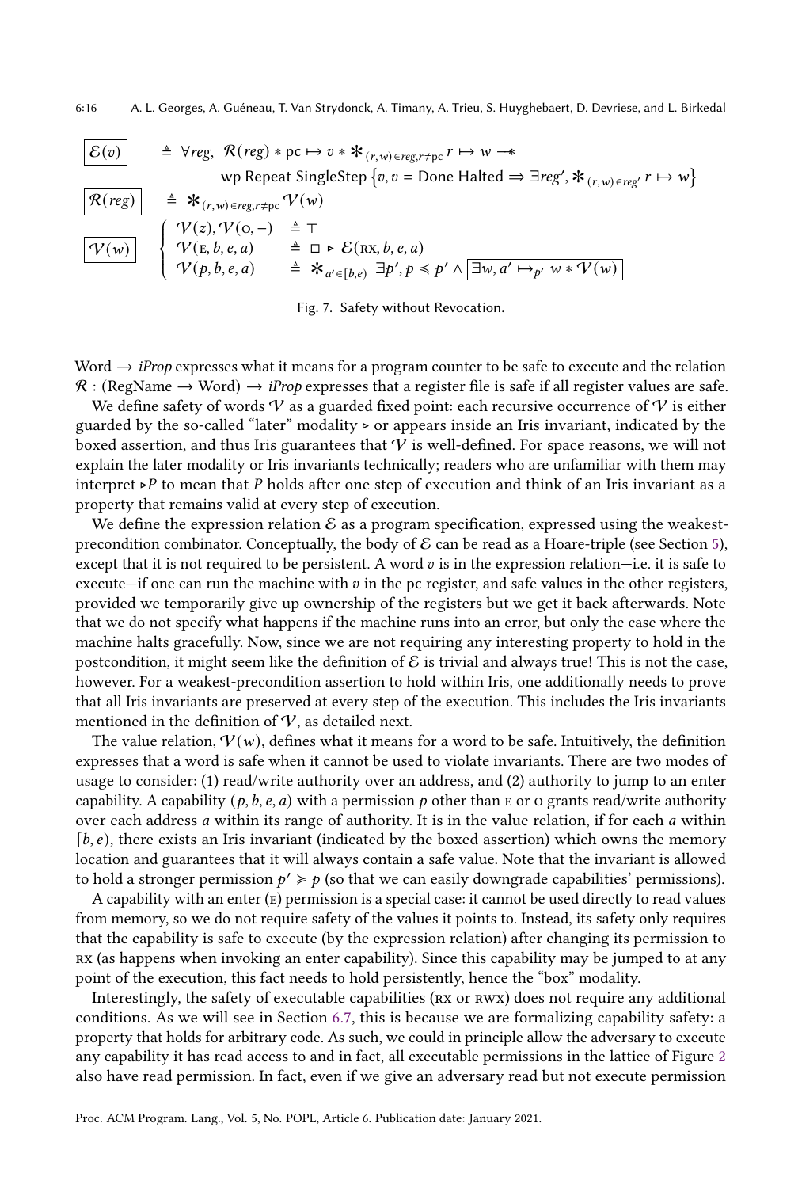$$\boxed{\mathcal{E}(v)} \quad \triangleq \forall reg,\ \mathcal{R}(reg) * \mathsf{pc} \mapsto v * \mathop{\Large *}_{(r,w) \in reg, r \neq \mathsf{pc}} r \mapsto w \twoheadrightarrow$$
$$\mathsf{wp\ Repeat\ SingleStep}\ \{v, v = \mathsf{Done\ Halted} \Rightarrow \exists reg', \mathop{\Large *}_{(r,w) \in reg'} r \mapsto w\}$$

$$\boxed{\mathcal{R}(reg)} \quad \triangleq \mathop{\Large *}_{(r,w) \in reg, r \neq \mathsf{pc}} \mathcal{V}(w)$$

$$\boxed{\mathcal{V}(w)} \quad \begin{cases} \mathcal{V}(z), \mathcal{V}(\textsc{o}, -) & \triangleq \top \\ \mathcal{V}(\textsc{e}, b, e, a) & \triangleq \Box \triangleright \mathcal{E}(\textsc{rx}, b, e, a) \\ \mathcal{V}(p, b, e, a) & \triangleq \mathop{\Large *}_{a' \in [b,e)} \exists p', p \preccurlyeq p' \wedge \boxed{\exists w, a' \mapsto_{p'} w * \mathcal{V}(w)} \end{cases}$$

Fig. 7. Safety without Revocation.

Word $\rightarrow$ *iProp* expresses what it means for a program counter to be safe to execute and the relation $\mathcal{R}$ : (RegName $\rightarrow$ Word) $\rightarrow$ *iProp* expresses that a register file is safe if all register values are safe.

We define safety of words $\mathcal{V}$ as a guarded fixed point: each recursive occurrence of $\mathcal{V}$ is either guarded by the so-called "later" modality $\triangleright$ or appears inside an Iris invariant, indicated by the boxed assertion, and thus Iris guarantees that $\mathcal{V}$ is well-defined. For space reasons, we will not explain the later modality or Iris invariants technically; readers who are unfamiliar with them may interpret $\triangleright P$ to mean that $P$ holds after one step of execution and think of an Iris invariant as a property that remains valid at every step of execution.

We define the expression relation $\mathcal{E}$ as a program specification, expressed using the weakest-precondition combinator. Conceptually, the body of $\mathcal{E}$ can be read as a Hoare-triple (see Section 5), except that it is not required to be persistent. A word $v$ is in the expression relation—i.e. it is safe to execute—if one can run the machine with $v$ in the pc register, and safe values in the other registers, provided we temporarily give up ownership of the registers but we get it back afterwards. Note that we do not specify what happens if the machine runs into an error, but only the case where the machine halts gracefully. Now, since we are not requiring any interesting property to hold in the postcondition, it might seem like the definition of $\mathcal{E}$ is trivial and always true! This is not the case, however. For a weakest-precondition assertion to hold within Iris, one additionally needs to prove that all Iris invariants are preserved at every step of the execution. This includes the Iris invariants mentioned in the definition of $\mathcal{V}$, as detailed next.

The value relation, $\mathcal{V}(w)$, defines what it means for a word to be safe. Intuitively, the definition expresses that a word is safe when it cannot be used to violate invariants. There are two modes of usage to consider: (1) read/write authority over an address, and (2) authority to jump to an enter capability. A capability $(p, b, e, a)$ with a permission $p$ other than $\textsc{e}$ or $\textsc{o}$ grants read/write authority over each address $a$ within its range of authority. It is in the value relation, if for each $a$ within $[b, e)$, there exists an Iris invariant (indicated by the boxed assertion) which owns the memory location and guarantees that it will always contain a safe value. Note that the invariant is allowed to hold a stronger permission $p' \succcurlyeq p$ (so that we can easily downgrade capabilities' permissions).

A capability with an enter ($\textsc{e}$) permission is a special case: it cannot be used directly to read values from memory, so we do not require safety of the values it points to. Instead, its safety only requires that the capability is safe to execute (by the expression relation) after changing its permission to $\textsc{rx}$ (as happens when invoking an enter capability). Since this capability may be jumped to at any point of the execution, this fact needs to hold persistently, hence the "box" modality.

Interestingly, the safety of executable capabilities ($\textsc{rx}$ or $\textsc{rwx}$) does not require any additional conditions. As we will see in Section 6.7, this is because we are formalizing capability safety: a property that holds for arbitrary code. As such, we could in principle allow the adversary to execute any capability it has read access to and in fact, all executable permissions in the lattice of Figure 2 also have read permission. In fact, even if we give an adversary read but not execute permission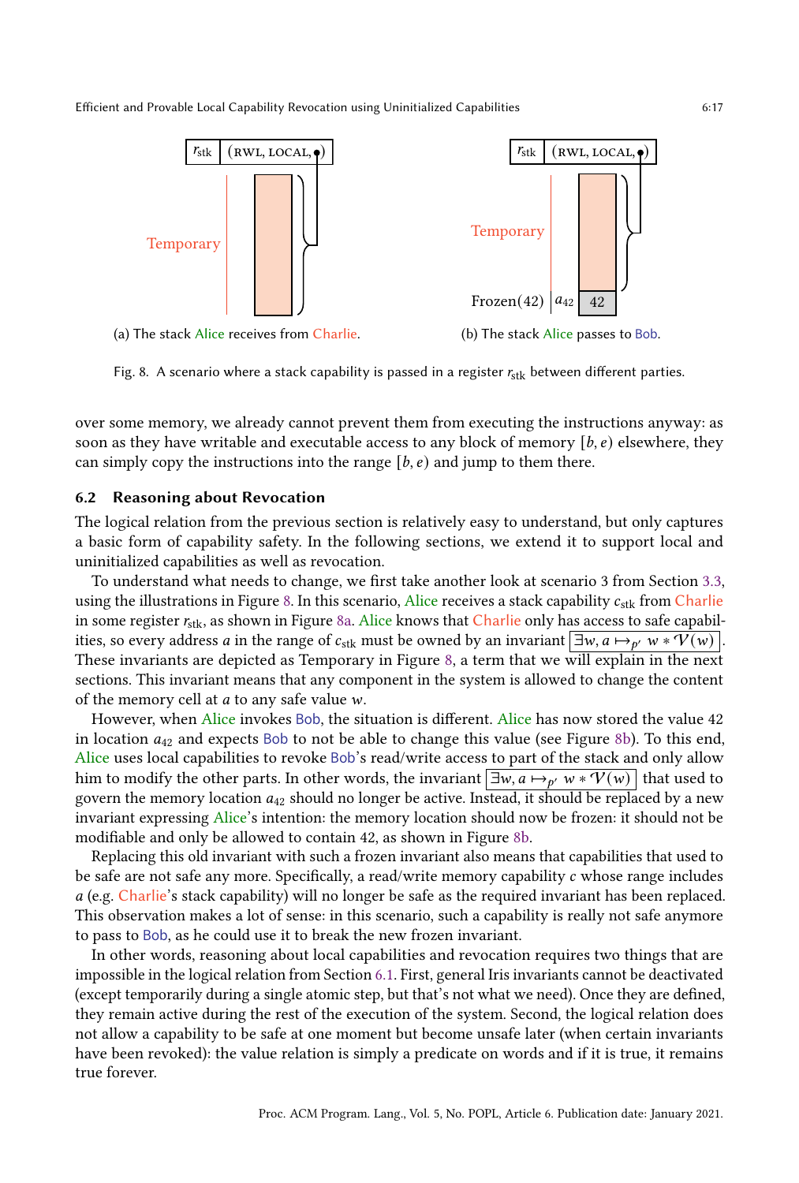(a) The stack Alice receives from Charlie.

(b) The stack Alice passes to Bob.

Fig. 8. A scenario where a stack capability is passed in a register $r_{\text{stk}}$ between different parties.

over some memory, we already cannot prevent them from executing the instructions anyway: as soon as they have writable and executable access to any block of memory $[b, e)$ elsewhere, they can simply copy the instructions into the range $[b, e)$ and jump to them there.

### 6.2 Reasoning about Revocation

The logical relation from the previous section is relatively easy to understand, but only captures a basic form of capability safety. In the following sections, we extend it to support local and uninitialized capabilities as well as revocation.

To understand what needs to change, we first take another look at scenario 3 from Section 3.3, using the illustrations in Figure 8. In this scenario, Alice receives a stack capability $c_{\text{stk}}$ from Charlie in some register $r_{\text{stk}}$, as shown in Figure 8a. Alice knows that Charlie only has access to safe capabilities, so every address $a$ in the range of $c_{\text{stk}}$ must be owned by an invariant $\boxed{\exists w, a \mapsto_{p'} w * \mathcal{V}(w)}$. These invariants are depicted as Temporary in Figure 8, a term that we will explain in the next sections. This invariant means that any component in the system is allowed to change the content of the memory cell at $a$ to any safe value $w$.

However, when Alice invokes Bob, the situation is different. Alice has now stored the value 42 in location $a_{42}$ and expects Bob to not be able to change this value (see Figure 8b). To this end, Alice uses local capabilities to revoke Bob's read/write access to part of the stack and only allow him to modify the other parts. In other words, the invariant $\boxed{\exists w, a \mapsto_{p'} w * \mathcal{V}(w)}$ that used to govern the memory location $a_{42}$ should no longer be active. Instead, it should be replaced by a new invariant expressing Alice's intention: the memory location should now be frozen: it should not be modifiable and only be allowed to contain 42, as shown in Figure 8b.

Replacing this old invariant with such a frozen invariant also means that capabilities that used to be safe are not safe any more. Specifically, a read/write memory capability $c$ whose range includes $a$ (e.g. Charlie's stack capability) will no longer be safe as the required invariant has been replaced. This observation makes a lot of sense: in this scenario, such a capability is really not safe anymore to pass to Bob, as he could use it to break the new frozen invariant.

In other words, reasoning about local capabilities and revocation requires two things that are impossible in the logical relation from Section 6.1. First, general Iris invariants cannot be deactivated (except temporarily during a single atomic step, but that's not what we need). Once they are defined, they remain active during the rest of the execution of the system. Second, the logical relation does not allow a capability to be safe at one moment but become unsafe later (when certain invariants have been revoked): the value relation is simply a predicate on words and if it is true, it remains true forever.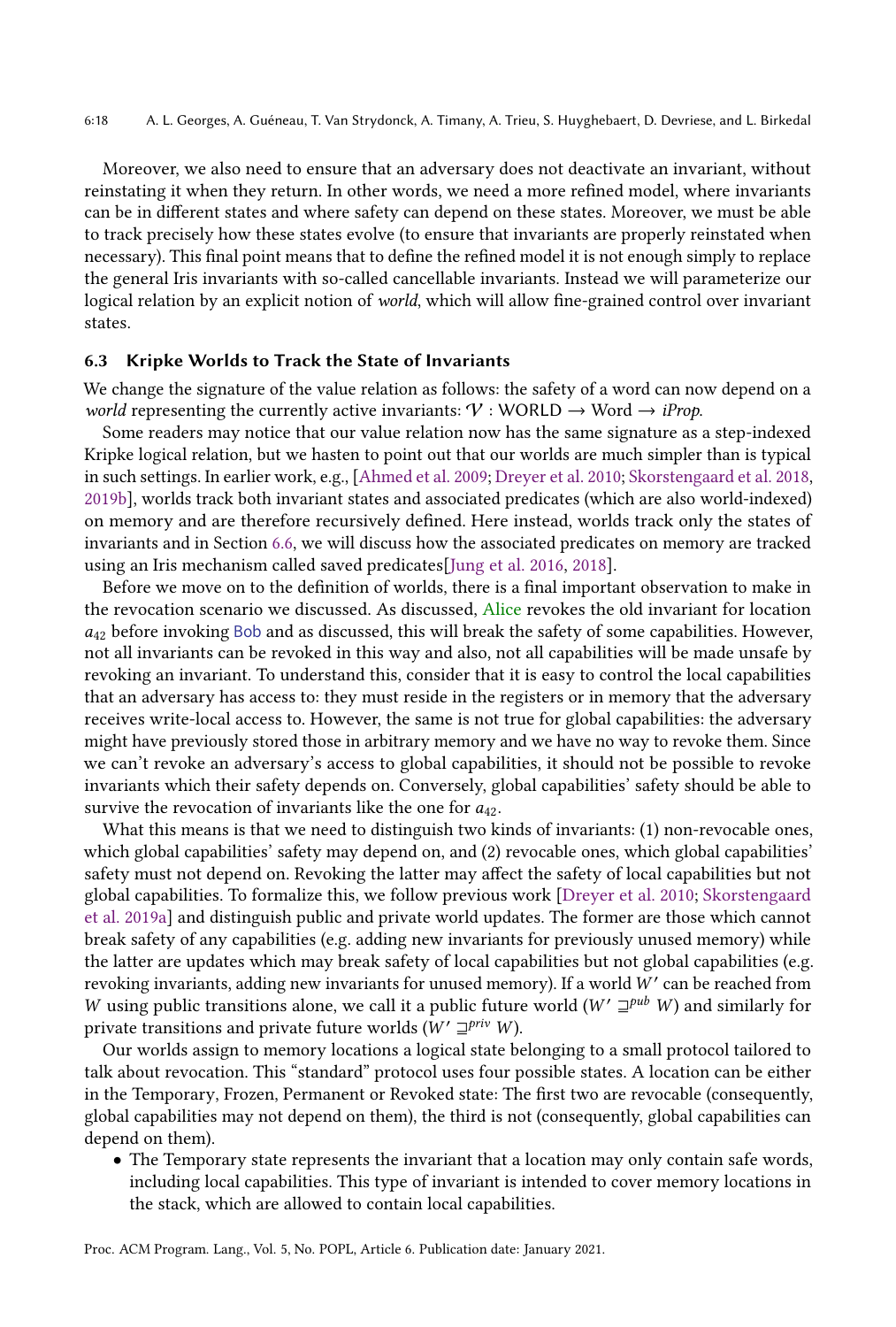Moreover, we also need to ensure that an adversary does not deactivate an invariant, without reinstating it when they return. In other words, we need a more refined model, where invariants can be in different states and where safety can depend on these states. Moreover, we must be able to track precisely how these states evolve (to ensure that invariants are properly reinstated when necessary). This final point means that to define the refined model it is not enough simply to replace the general Iris invariants with so-called cancellable invariants. Instead we will parameterize our logical relation by an explicit notion of *world*, which will allow fine-grained control over invariant states.

### 6.3 Kripke Worlds to Track the State of Invariants

We change the signature of the value relation as follows: the safety of a word can now depend on a *world* representing the currently active invariants: $\mathcal{V}$ : WORLD $\rightarrow$ Word $\rightarrow$ *iProp*.

Some readers may notice that our value relation now has the same signature as a step-indexed Kripke logical relation, but we hasten to point out that our worlds are much simpler than is typical in such settings. In earlier work, e.g., [Ahmed et al. 2009; Dreyer et al. 2010; Skorstengaard et al. 2018, 2019b], worlds track both invariant states and associated predicates (which are also world-indexed) on memory and are therefore recursively defined. Here instead, worlds track only the states of invariants and in Section 6.6, we will discuss how the associated predicates on memory are tracked using an Iris mechanism called saved predicates[Jung et al. 2016, 2018].

Before we move on to the definition of worlds, there is a final important observation to make in the revocation scenario we discussed. As discussed, Alice revokes the old invariant for location $a_{42}$ before invoking Bob and as discussed, this will break the safety of some capabilities. However, not all invariants can be revoked in this way and also, not all capabilities will be made unsafe by revoking an invariant. To understand this, consider that it is easy to control the local capabilities that an adversary has access to: they must reside in the registers or in memory that the adversary receives write-local access to. However, the same is not true for global capabilities: the adversary might have previously stored those in arbitrary memory and we have no way to revoke them. Since we can't revoke an adversary's access to global capabilities, it should not be possible to revoke invariants which their safety depends on. Conversely, global capabilities' safety should be able to survive the revocation of invariants like the one for $a_{42}$.

What this means is that we need to distinguish two kinds of invariants: (1) non-revocable ones, which global capabilities' safety may depend on, and (2) revocable ones, which global capabilities' safety must not depend on. Revoking the latter may affect the safety of local capabilities but not global capabilities. To formalize this, we follow previous work [Dreyer et al. 2010; Skorstengaard et al. 2019a] and distinguish public and private world updates. The former are those which cannot break safety of any capabilities (e.g. adding new invariants for previously unused memory) while the latter are updates which may break safety of local capabilities but not global capabilities (e.g. revoking invariants, adding new invariants for unused memory). If a world $W'$ can be reached from $W$ using public transitions alone, we call it a public future world ($W' \sqsupseteq^{pub} W$) and similarly for private transitions and private future worlds ($W' \sqsupseteq^{priv} W$).

Our worlds assign to memory locations a logical state belonging to a small protocol tailored to talk about revocation. This "standard" protocol uses four possible states. A location can be either in the Temporary, Frozen, Permanent or Revoked state: The first two are revocable (consequently, global capabilities may not depend on them), the third is not (consequently, global capabilities can depend on them).

- The Temporary state represents the invariant that a location may only contain safe words, including local capabilities. This type of invariant is intended to cover memory locations in the stack, which are allowed to contain local capabilities.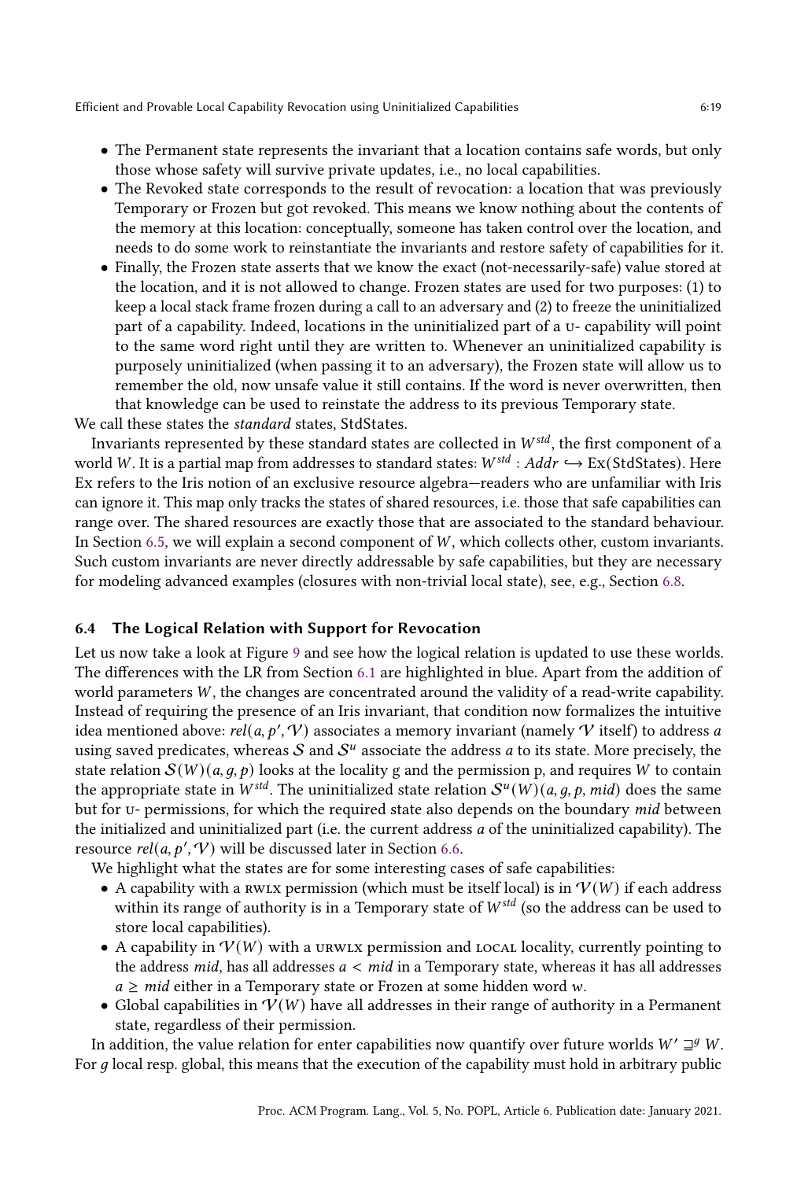- The Permanent state represents the invariant that a location contains safe words, but only those whose safety will survive private updates, i.e., no local capabilities.
- The Revoked state corresponds to the result of revocation: a location that was previously Temporary or Frozen but got revoked. This means we know nothing about the contents of the memory at this location: conceptually, someone has taken control over the location, and needs to do some work to reinstantiate the invariants and restore safety of capabilities for it.
- Finally, the Frozen state asserts that we know the exact (not-necessarily-safe) value stored at the location, and it is not allowed to change. Frozen states are used for two purposes: (1) to keep a local stack frame frozen during a call to an adversary and (2) to freeze the uninitialized part of a capability. Indeed, locations in the uninitialized part of a U- capability will point to the same word right until they are written to. Whenever an uninitialized capability is purposely uninitialized (when passing it to an adversary), the Frozen state will allow us to remember the old, now unsafe value it still contains. If the word is never overwritten, then that knowledge can be used to reinstate the address to its previous Temporary state.

We call these states the *standard* states, StdStates.

Invariants represented by these standard states are collected in $W^{std}$, the first component of a world $W$. It is a partial map from addresses to standard states: $W^{std} : Addr \hookrightarrow \text{Ex}(\text{StdStates})$. Here Ex refers to the Iris notion of an exclusive resource algebra—readers who are unfamiliar with Iris can ignore it. This map only tracks the states of shared resources, i.e. those that safe capabilities can range over. The shared resources are exactly those that are associated to the standard behaviour. In Section 6.5, we will explain a second component of $W$, which collects other, custom invariants. Such custom invariants are never directly addressable by safe capabilities, but they are necessary for modeling advanced examples (closures with non-trivial local state), see, e.g., Section 6.8.

### 6.4 The Logical Relation with Support for Revocation

Let us now take a look at Figure 9 and see how the logical relation is updated to use these worlds. The differences with the LR from Section 6.1 are highlighted in blue. Apart from the addition of world parameters $W$, the changes are concentrated around the validity of a read-write capability. Instead of requiring the presence of an Iris invariant, that condition now formalizes the intuitive idea mentioned above: $rel(a, p', \mathcal{V})$ associates a memory invariant (namely $\mathcal{V}$ itself) to address $a$ using saved predicates, whereas $\mathcal{S}$ and $\mathcal{S}^u$ associate the address $a$ to its state. More precisely, the state relation $\mathcal{S}(W)(a, g, p)$ looks at the locality g and the permission p, and requires $W$ to contain the appropriate state in $W^{std}$. The uninitialized state relation $\mathcal{S}^u(W)(a, g, p, mid)$ does the same but for U- permissions, for which the required state also depends on the boundary $mid$ between the initialized and uninitialized part (i.e. the current address $a$ of the uninitialized capability). The resource $rel(a, p', \mathcal{V})$ will be discussed later in Section 6.6.

We highlight what the states are for some interesting cases of safe capabilities:

- A capability with a RWLX permission (which must be itself local) is in $\mathcal{V}(W)$ if each address within its range of authority is in a Temporary state of $W^{std}$ (so the address can be used to store local capabilities).
- A capability in $\mathcal{V}(W)$ with a URWLX permission and LOCAL locality, currently pointing to the address $mid$, has all addresses $a < mid$ in a Temporary state, whereas it has all addresses $a \geq mid$ either in a Temporary state or Frozen at some hidden word $w$.
- Global capabilities in $\mathcal{V}(W)$ have all addresses in their range of authority in a Permanent state, regardless of their permission.

In addition, the value relation for enter capabilities now quantify over future worlds $W' \sqsupseteq^g W$. For $g$ local resp. global, this means that the execution of the capability must hold in arbitrary public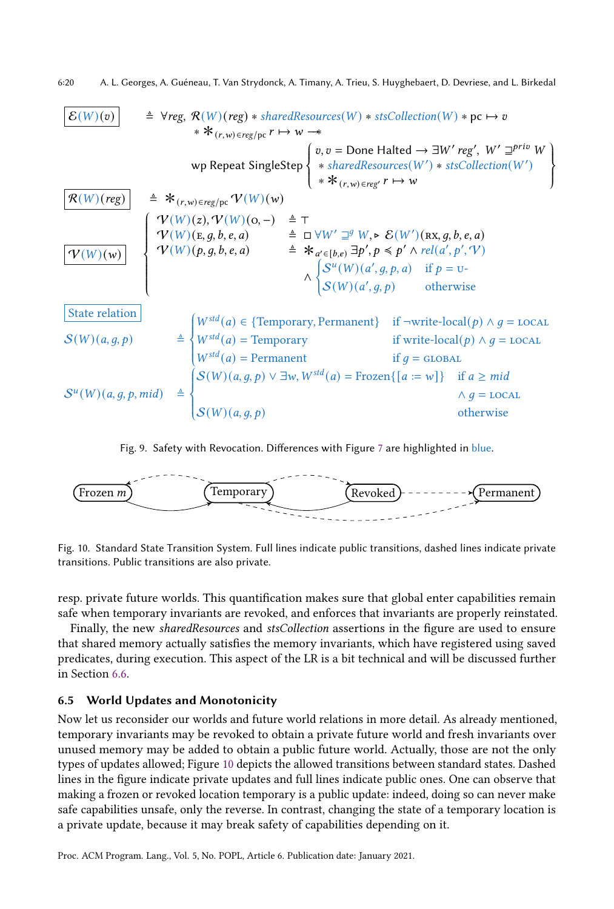$$\boxed{\mathcal{E}(W)(v)} \triangleq \forall reg,\ \mathcal{R}(W)(reg) * sharedResources(W) * stsCollection(W) * \mathrm{pc} \mapsto v * \mathop{\large\ast}_{(r,w)\in reg/\mathrm{pc}} r \mapsto w \twoheadrightarrow$$

$$\text{wp Repeat SingleStep} \left\{ \begin{array}{l} v, v = \text{Done Halted} \rightarrow \exists W'\ reg',\ W' \sqsupseteq^{priv} W \\ * \ sharedResources(W') * stsCollection(W') \\ * \mathop{\large\ast}_{(r,w)\in reg'} r \mapsto w \end{array} \right\}$$

$$\boxed{\mathcal{R}(W)(reg)} \triangleq \mathop{\large\ast}_{(r,w)\in reg/\mathrm{pc}} \mathcal{V}(W)(w)$$

$$\boxed{\mathcal{V}(W)(w)} \left\{ \begin{array}{lcl} \mathcal{V}(W)(z), \mathcal{V}(W)(\mathrm{O}, -) & \triangleq & \top \\ \mathcal{V}(W)(\mathrm{E}, g, b, e, a) & \triangleq & \square\, \forall W' \sqsupseteq^{g} W, \triangleright\, \mathcal{E}(W')(\mathrm{RX}, g, b, e, a) \\ \mathcal{V}(W)(p, g, b, e, a) & \triangleq & \mathop{\large\ast}_{a' \in [b,e)} \exists p', p \preccurlyeq p' \wedge rel(a', p', \mathcal{V}) \\ & & \wedge \begin{cases} \mathcal{S}^{u}(W)(a', g, p, a) & \text{if } p = \mathrm{U}\text{-} \\ \mathcal{S}(W)(a', g, p) & \text{otherwise} \end{cases} \end{array} \right.$$

**State relation**

$$\mathcal{S}(W)(a, g, p) \triangleq \begin{cases} W^{std}(a) \in \{\text{Temporary}, \text{Permanent}\} & \text{if } \neg\text{write-local}(p) \wedge g = \mathrm{LOCAL} \\ W^{std}(a) = \text{Temporary} & \text{if write-local}(p) \wedge g = \mathrm{LOCAL} \\ W^{std}(a) = \text{Permanent} & \text{if } g = \mathrm{GLOBAL} \end{cases}$$

$$\mathcal{S}^{u}(W)(a, g, p, mid) \triangleq \begin{cases} \mathcal{S}(W)(a, g, p) \vee \exists w, W^{std}(a) = \text{Frozen}\{[a := w]\} & \text{if } a \geq mid \wedge g = \mathrm{LOCAL} \\ \mathcal{S}(W)(a, g, p) & \text{otherwise} \end{cases}$$

Fig. 9. Safety with Revocation. Differences with Figure 7 are highlighted in blue.

Fig. 10. Standard State Transition System. Full lines indicate public transitions, dashed lines indicate private transitions. Public transitions are also private.

resp. private future worlds. This quantification makes sure that global enter capabilities remain safe when temporary invariants are revoked, and enforces that invariants are properly reinstated.

Finally, the new *sharedResources* and *stsCollection* assertions in the figure are used to ensure that shared memory actually satisfies the memory invariants, which have registered using saved predicates, during execution. This aspect of the LR is a bit technical and will be discussed further in Section 6.6.

### 6.5 World Updates and Monotonicity

Now let us reconsider our worlds and future world relations in more detail. As already mentioned, temporary invariants may be revoked to obtain a private future world and fresh invariants over unused memory may be added to obtain a public future world. Actually, those are not the only types of updates allowed; Figure 10 depicts the allowed transitions between standard states. Dashed lines in the figure indicate private updates and full lines indicate public ones. One can observe that making a frozen or revoked location temporary is a public update: indeed, doing so can never make safe capabilities unsafe, only the reverse. In contrast, changing the state of a temporary location is a private update, because it may break safety of capabilities depending on it.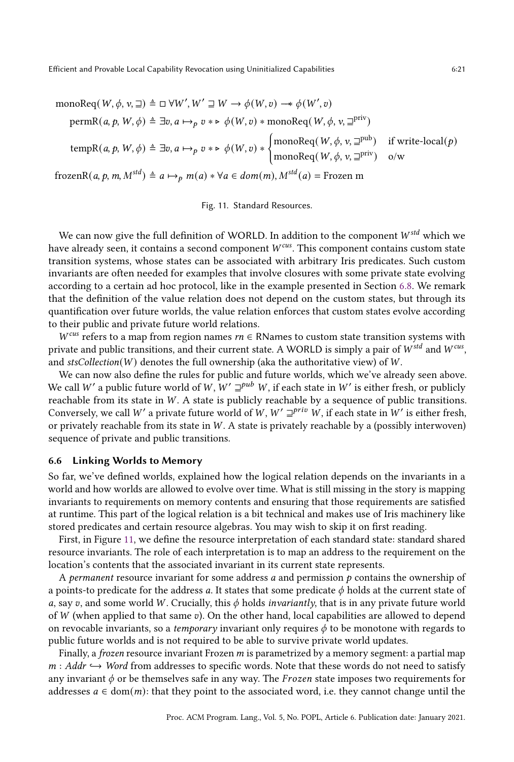$$\text{monoReq}(W, \phi, v, \sqsupseteq) \triangleq \square\, \forall W', W' \sqsupseteq W \rightarrow \phi(W, v) \mathrel{-\!\!*} \phi(W', v)$$

$$\text{permR}(a, p, W, \phi) \triangleq \exists v, a \mapsto_p v * \triangleright\, \phi(W, v) * \text{monoReq}(W, \phi, v, \sqsupseteq^{\text{priv}})$$

$$\text{tempR}(a, p, W, \phi) \triangleq \exists v, a \mapsto_p v * \triangleright\, \phi(W, v) * \begin{cases} \text{monoReq}(W, \phi, v, \sqsupseteq^{\text{pub}}) & \text{if write-local}(p) \\ \text{monoReq}(W, \phi, v, \sqsupseteq^{\text{priv}}) & \text{o/w} \end{cases}$$

$$\text{frozenR}(a, p, m, M^{std}) \triangleq a \mapsto_p m(a) * \forall a \in dom(m), M^{std}(a) = \text{Frozen m}$$

Fig. 11. Standard Resources.

We can now give the full definition of WORLD. In addition to the component $W^{std}$ which we have already seen, it contains a second component $W^{cus}$. This component contains custom state transition systems, whose states can be associated with arbitrary Iris predicates. Such custom invariants are often needed for examples that involve closures with some private state evolving according to a certain ad hoc protocol, like in the example presented in Section 6.8. We remark that the definition of the value relation does not depend on the custom states, but through its quantification over future worlds, the value relation enforces that custom states evolve according to their public and private future world relations.

$W^{cus}$ refers to a map from region names $rn \in$ RNames to custom state transition systems with private and public transitions, and their current state. A WORLD is simply a pair of $W^{std}$ and $W^{cus}$, and *stsCollection*$(W)$ denotes the full ownership (aka the authoritative view) of $W$.

We can now also define the rules for public and future worlds, which we've already seen above. We call $W'$ a public future world of $W$, $W' \sqsupseteq^{pub} W$, if each state in $W'$ is either fresh, or publicly reachable from its state in $W$. A state is publicly reachable by a sequence of public transitions. Conversely, we call $W'$ a private future world of $W$, $W' \sqsupseteq^{priv} W$, if each state in $W'$ is either fresh, or privately reachable from its state in $W$. A state is privately reachable by a (possibly interwoven) sequence of private and public transitions.

### 6.6 Linking Worlds to Memory

So far, we've defined worlds, explained how the logical relation depends on the invariants in a world and how worlds are allowed to evolve over time. What is still missing in the story is mapping invariants to requirements on memory contents and ensuring that those requirements are satisfied at runtime. This part of the logical relation is a bit technical and makes use of Iris machinery like stored predicates and certain resource algebras. You may wish to skip it on first reading.

First, in Figure 11, we define the resource interpretation of each standard state: standard shared resource invariants. The role of each interpretation is to map an address to the requirement on the location's contents that the associated invariant in its current state represents.

A *permanent* resource invariant for some address $a$ and permission $p$ contains the ownership of a points-to predicate for the address $a$. It states that some predicate $\phi$ holds at the current state of $a$, say $v$, and some world $W$. Crucially, this $\phi$ holds *invariantly*, that is in any private future world of $W$ (when applied to that same $v$). On the other hand, local capabilities are allowed to depend on revocable invariants, so a *temporary* invariant only requires $\phi$ to be monotone with regards to public future worlds and is not required to be able to survive private world updates.

Finally, a *frozen* resource invariant Frozen $m$ is parametrized by a memory segment: a partial map $m : Addr \hookrightarrow Word$ from addresses to specific words. Note that these words do not need to satisfy any invariant $\phi$ or be themselves safe in any way. The *Frozen* state imposes two requirements for addresses $a \in \text{dom}(m)$: that they point to the associated word, i.e. they cannot change until the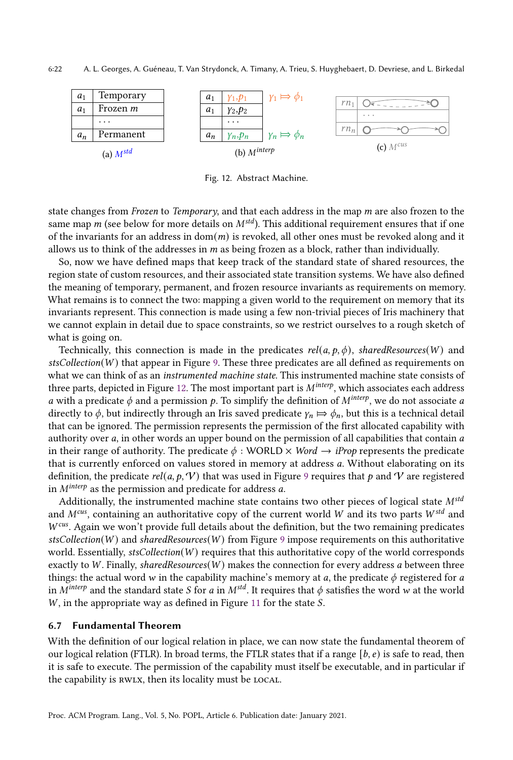| $a_1$ | Temporary |
|---|---|
| $a_1$ | Frozen $m$ |
| | ... |
| $a_n$ | Permanent |

(a) $M^{std}$

| $a_1$ | $\gamma_1, p_1$ | $\gamma_1 \Rrightarrow \phi_1$ |
|---|---|---|
| $a_1$ | $\gamma_2, p_2$ | |
| | ... | |
| $a_n$ | $\gamma_n, p_n$ | $\gamma_n \Rrightarrow \phi_n$ |

(b) $M^{interp}$

| $rn_1$ | ○ ⇠ ○ |
|---|---|
| | ... |
| $rn_n$ | ○ → ○ → ○ |

(c) $M^{cus}$

Fig. 12. Abstract Machine.

state changes from *Frozen* to *Temporary*, and that each address in the map $m$ are also frozen to the same map $m$ (see below for more details on $M^{std}$). This additional requirement ensures that if one of the invariants for an address in $\mathrm{dom}(m)$ is revoked, all other ones must be revoked along and it allows us to think of the addresses in $m$ as being frozen as a block, rather than individually.

So, now we have defined maps that keep track of the standard state of shared resources, the region state of custom resources, and their associated state transition systems. We have also defined the meaning of temporary, permanent, and frozen resource invariants as requirements on memory. What remains is to connect the two: mapping a given world to the requirement on memory that its invariants represent. This connection is made using a few non-trivial pieces of Iris machinery that we cannot explain in detail due to space constraints, so we restrict ourselves to a rough sketch of what is going on.

Technically, this connection is made in the predicates $rel(a, p, \phi)$, $sharedResources(W)$ and $stsCollection(W)$ that appear in Figure 9. These three predicates are all defined as requirements on what we can think of as an *instrumented machine state*. This instrumented machine state consists of three parts, depicted in Figure 12. The most important part is $M^{interp}$, which associates each address $a$ with a predicate $\phi$ and a permission $p$. To simplify the definition of $M^{interp}$, we do not associate $a$ directly to $\phi$, but indirectly through an Iris saved predicate $\gamma_n \Rrightarrow \phi_n$, but this is a technical detail that can be ignored. The permission represents the permission of the first allocated capability with authority over $a$, in other words an upper bound on the permission of all capabilities that contain $a$ in their range of authority. The predicate $\phi : \mathrm{WORLD} \times Word \rightarrow iProp$ represents the predicate that is currently enforced on values stored in memory at address $a$. Without elaborating on its definition, the predicate $rel(a, p, \mathcal{V})$ that was used in Figure 9 requires that $p$ and $\mathcal{V}$ are registered in $M^{interp}$ as the permission and predicate for address $a$.

Additionally, the instrumented machine state contains two other pieces of logical state $M^{std}$ and $M^{cus}$, containing an authoritative copy of the current world $W$ and its two parts $W^{std}$ and $W^{cus}$. Again we won't provide full details about the definition, but the two remaining predicates $stsCollection(W)$ and $sharedResources(W)$ from Figure 9 impose requirements on this authoritative world. Essentially, $stsCollection(W)$ requires that this authoritative copy of the world corresponds exactly to $W$. Finally, $sharedResources(W)$ makes the connection for every address $a$ between three things: the actual word $w$ in the capability machine's memory at $a$, the predicate $\phi$ registered for $a$ in $M^{interp}$ and the standard state $S$ for $a$ in $M^{std}$. It requires that $\phi$ satisfies the word $w$ at the world $W$, in the appropriate way as defined in Figure 11 for the state $S$.

### 6.7 Fundamental Theorem

With the definition of our logical relation in place, we can now state the fundamental theorem of our logical relation (FTLR). In broad terms, the FTLR states that if a range $[b, e)$ is safe to read, then it is safe to execute. The permission of the capability must itself be executable, and in particular if the capability is RWLX, then its locality must be LOCAL.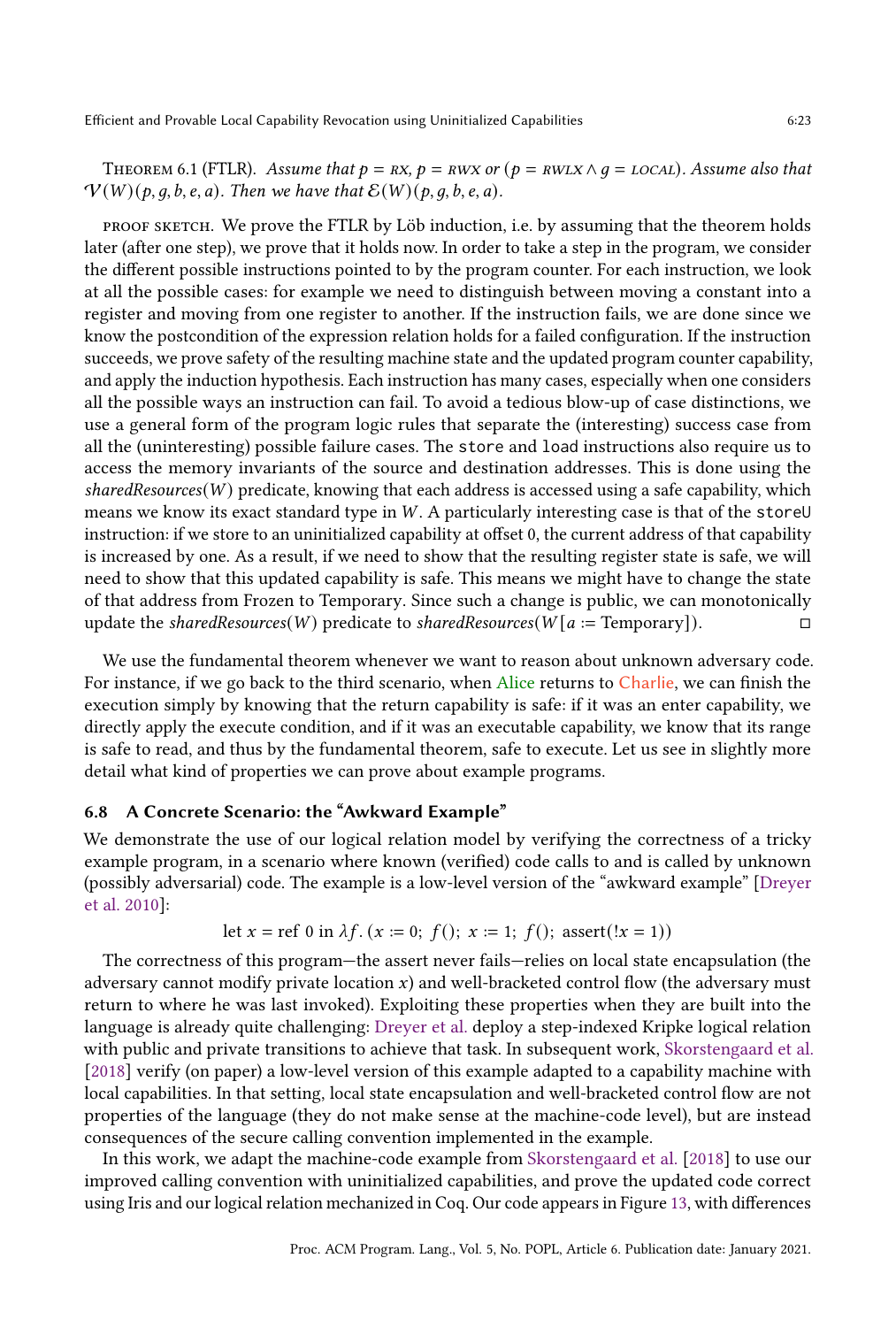Theorem 6.1 (FTLR). *Assume that $p$ = rx, $p$ = rwx or ($p$ = rwlx $\wedge$ $g$ = local). Assume also that $\mathcal{V}(W)(p, g, b, e, a)$. Then we have that $\mathcal{E}(W)(p, g, b, e, a)$.*

Proof sketch. We prove the FTLR by Löb induction, i.e. by assuming that the theorem holds later (after one step), we prove that it holds now. In order to take a step in the program, we consider the different possible instructions pointed to by the program counter. For each instruction, we look at all the possible cases: for example we need to distinguish between moving a constant into a register and moving from one register to another. If the instruction fails, we are done since we know the postcondition of the expression relation holds for a failed configuration. If the instruction succeeds, we prove safety of the resulting machine state and the updated program counter capability, and apply the induction hypothesis. Each instruction has many cases, especially when one considers all the possible ways an instruction can fail. To avoid a tedious blow-up of case distinctions, we use a general form of the program logic rules that separate the (interesting) success case from all the (uninteresting) possible failure cases. The `store` and `load` instructions also require us to access the memory invariants of the source and destination addresses. This is done using the *sharedResources*$(W)$ predicate, knowing that each address is accessed using a safe capability, which means we know its exact standard type in $W$. A particularly interesting case is that of the `storeU` instruction: if we store to an uninitialized capability at offset 0, the current address of that capability is increased by one. As a result, if we need to show that the resulting register state is safe, we will need to show that this updated capability is safe. This means we might have to change the state of that address from Frozen to Temporary. Since such a change is public, we can monotonically update the *sharedResources*$(W)$ predicate to *sharedResources*$(W[a := \text{Temporary}])$. □

We use the fundamental theorem whenever we want to reason about unknown adversary code. For instance, if we go back to the third scenario, when Alice returns to Charlie, we can finish the execution simply by knowing that the return capability is safe: if it was an enter capability, we directly apply the execute condition, and if it was an executable capability, we know that its range is safe to read, and thus by the fundamental theorem, safe to execute. Let us see in slightly more detail what kind of properties we can prove about example programs.

### 6.8 A Concrete Scenario: the "Awkward Example"

We demonstrate the use of our logical relation model by verifying the correctness of a tricky example program, in a scenario where known (verified) code calls to and is called by unknown (possibly adversarial) code. The example is a low-level version of the "awkward example" [Dreyer et al. 2010]:

$$\text{let } x = \text{ref } 0 \text{ in } \lambda f.\, (x := 0;\ f();\ x := 1;\ f();\ \text{assert}(!x = 1))$$

The correctness of this program—the assert never fails—relies on local state encapsulation (the adversary cannot modify private location $x$) and well-bracketed control flow (the adversary must return to where he was last invoked). Exploiting these properties when they are built into the language is already quite challenging: Dreyer et al. deploy a step-indexed Kripke logical relation with public and private transitions to achieve that task. In subsequent work, Skorstengaard et al. [2018] verify (on paper) a low-level version of this example adapted to a capability machine with local capabilities. In that setting, local state encapsulation and well-bracketed control flow are not properties of the language (they do not make sense at the machine-code level), but are instead consequences of the secure calling convention implemented in the example.

In this work, we adapt the machine-code example from Skorstengaard et al. [2018] to use our improved calling convention with uninitialized capabilities, and prove the updated code correct using Iris and our logical relation mechanized in Coq. Our code appears in Figure 13, with differences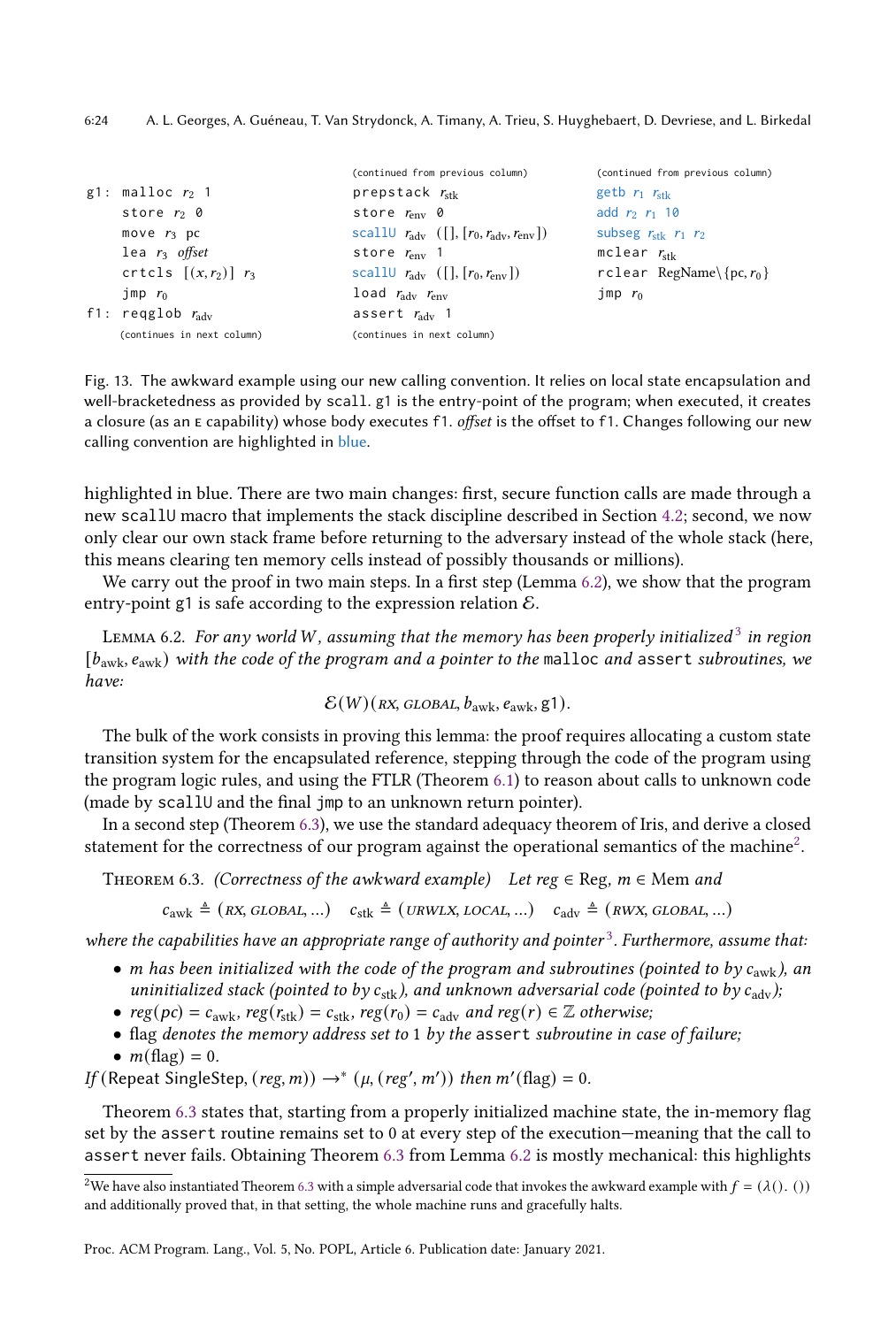```
g1: malloc r2 1
    store r2 0
    move r3 pc
    lea r3 offset
    crtcls [(x,r2)] r3
    jmp r0
f1: reqglob r_adv
    (continues in next column)

(continued from previous column)
    prepstack r_stk
    store r_env 0
    scallU r_adv ([], [r0, r_adv, r_env])
    store r_env 1
    scallU r_adv ([], [r0, r_env])
    load r_adv r_env
    assert r_adv 1
    (continues in next column)

(continued from previous column)
    getb r1 r_stk
    add r2 r1 10
    subseg r_stk r1 r2
    mclear r_stk
    rclear RegName\{pc, r0}
    jmp r0
```

Fig. 13. The awkward example using our new calling convention. It relies on local state encapsulation and well-bracketedness as provided by `scall`. `g1` is the entry-point of the program; when executed, it creates a closure (as an E capability) whose body executes `f1`. *offset* is the offset to `f1`. Changes following our new calling convention are highlighted in blue.

highlighted in blue. There are two main changes: first, secure function calls are made through a new `scallU` macro that implements the stack discipline described in Section 4.2; second, we now only clear our own stack frame before returning to the adversary instead of the whole stack (here, this means clearing ten memory cells instead of possibly thousands or millions).

We carry out the proof in two main steps. In a first step (Lemma 6.2), we show that the program entry-point `g1` is safe according to the expression relation $\mathcal{E}$.

Lemma 6.2. *For any world $W$, assuming that the memory has been properly initialized*[3] *in region $[b_{\text{awk}}, e_{\text{awk}})$ with the code of the program and a pointer to the* `malloc` *and* `assert` *subroutines, we have:*

$$\mathcal{E}(W)(\textit{RX}, \textit{GLOBAL}, b_{\text{awk}}, e_{\text{awk}}, \texttt{g1}).$$

The bulk of the work consists in proving this lemma: the proof requires allocating a custom state transition system for the encapsulated reference, stepping through the code of the program using the program logic rules, and using the FTLR (Theorem 6.1) to reason about calls to unknown code (made by `scallU` and the final `jmp` to an unknown return pointer).

In a second step (Theorem 6.3), we use the standard adequacy theorem of Iris, and derive a closed statement for the correctness of our program against the operational semantics of the machine[2].

Theorem 6.3. *(Correctness of the awkward example) Let $reg \in \text{Reg}$, $m \in \text{Mem}$ and*

$$c_{\text{awk}} \triangleq (\textit{RX}, \textit{GLOBAL}, \ldots) \quad c_{\text{stk}} \triangleq (\textit{URWLX}, \textit{LOCAL}, \ldots) \quad c_{\text{adv}} \triangleq (\textit{RWX}, \textit{GLOBAL}, \ldots)$$

*where the capabilities have an appropriate range of authority and pointer*[3]*. Furthermore, assume that:*

- *$m$ has been initialized with the code of the program and subroutines (pointed to by $c_{\text{awk}}$), an uninitialized stack (pointed to by $c_{\text{stk}}$), and unknown adversarial code (pointed to by $c_{\text{adv}}$);*
- *$reg(pc) = c_{\text{awk}}$, $reg(r_{\text{stk}}) = c_{\text{stk}}$, $reg(r_0) = c_{\text{adv}}$ and $reg(r) \in \mathbb{Z}$ otherwise;*
- *flag denotes the memory address set to 1 by the* `assert` *subroutine in case of failure;*
- *$m(\text{flag}) = 0$.*

*If* $(\text{Repeat SingleStep}, (reg, m)) \rightarrow^* (\mu, (reg', m'))$ *then* $m'(\text{flag}) = 0$.

Theorem 6.3 states that, starting from a properly initialized machine state, the in-memory flag set by the `assert` routine remains set to 0 at every step of the execution—meaning that the call to `assert` never fails. Obtaining Theorem 6.3 from Lemma 6.2 is mostly mechanical: this highlights

[2] We have also instantiated Theorem 6.3 with a simple adversarial code that invokes the awkward example with $f = (\lambda().\,())$ and additionally proved that, in that setting, the whole machine runs and gracefully halts.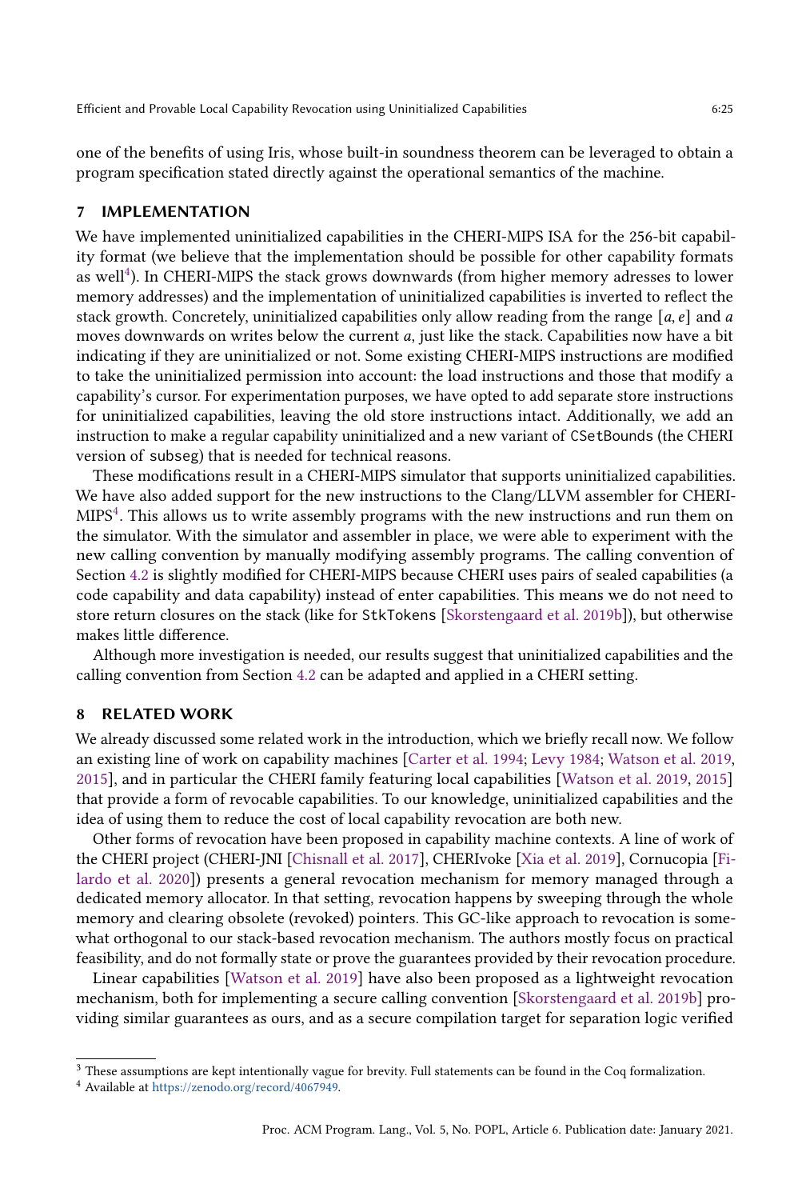one of the benefits of using Iris, whose built-in soundness theorem can be leveraged to obtain a program specification stated directly against the operational semantics of the machine.

## 7 IMPLEMENTATION

We have implemented uninitialized capabilities in the CHERI-MIPS ISA for the 256-bit capability format (we believe that the implementation should be possible for other capability formats as well[4]). In CHERI-MIPS the stack grows downwards (from higher memory adresses to lower memory addresses) and the implementation of uninitialized capabilities is inverted to reflect the stack growth. Concretely, uninitialized capabilities only allow reading from the range $[a, e]$ and $a$ moves downwards on writes below the current $a$, just like the stack. Capabilities now have a bit indicating if they are uninitialized or not. Some existing CHERI-MIPS instructions are modified to take the uninitialized permission into account: the load instructions and those that modify a capability's cursor. For experimentation purposes, we have opted to add separate store instructions for uninitialized capabilities, leaving the old store instructions intact. Additionally, we add an instruction to make a regular capability uninitialized and a new variant of `CSetBounds` (the CHERI version of `subseg`) that is needed for technical reasons.

These modifications result in a CHERI-MIPS simulator that supports uninitialized capabilities. We have also added support for the new instructions to the Clang/LLVM assembler for CHERI-MIPS[4]. This allows us to write assembly programs with the new instructions and run them on the simulator. With the simulator and assembler in place, we were able to experiment with the new calling convention by manually modifying assembly programs. The calling convention of Section 4.2 is slightly modified for CHERI-MIPS because CHERI uses pairs of sealed capabilities (a code capability and data capability) instead of enter capabilities. This means we do not need to store return closures on the stack (like for `StkTokens` [Skorstengaard et al. 2019b]), but otherwise makes little difference.

Although more investigation is needed, our results suggest that uninitialized capabilities and the calling convention from Section 4.2 can be adapted and applied in a CHERI setting.

## 8 RELATED WORK

We already discussed some related work in the introduction, which we briefly recall now. We follow an existing line of work on capability machines [Carter et al. 1994; Levy 1984; Watson et al. 2019, 2015], and in particular the CHERI family featuring local capabilities [Watson et al. 2019, 2015] that provide a form of revocable capabilities. To our knowledge, uninitialized capabilities and the idea of using them to reduce the cost of local capability revocation are both new.

Other forms of revocation have been proposed in capability machine contexts. A line of work of the CHERI project (CHERI-JNI [Chisnall et al. 2017], CHERIvoke [Xia et al. 2019], Cornucopia [Filardo et al. 2020]) presents a general revocation mechanism for memory managed through a dedicated memory allocator. In that setting, revocation happens by sweeping through the whole memory and clearing obsolete (revoked) pointers. This GC-like approach to revocation is somewhat orthogonal to our stack-based revocation mechanism. The authors mostly focus on practical feasibility, and do not formally state or prove the guarantees provided by their revocation procedure.

Linear capabilities [Watson et al. 2019] have also been proposed as a lightweight revocation mechanism, both for implementing a secure calling convention [Skorstengaard et al. 2019b] providing similar guarantees as ours, and as a secure compilation target for separation logic verified

---

[3] These assumptions are kept intentionally vague for brevity. Full statements can be found in the Coq formalization.

[4] Available at https://zenodo.org/record/4067949.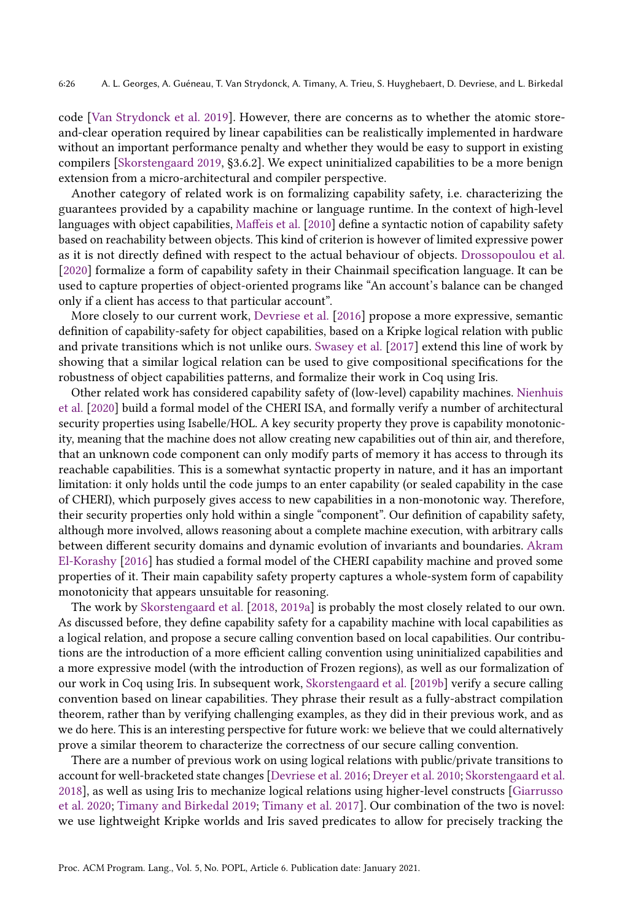code [Van Strydonck et al. 2019]. However, there are concerns as to whether the atomic store-and-clear operation required by linear capabilities can be realistically implemented in hardware without an important performance penalty and whether they would be easy to support in existing compilers [Skorstengaard 2019, §3.6.2]. We expect uninitialized capabilities to be a more benign extension from a micro-architectural and compiler perspective.

Another category of related work is on formalizing capability safety, i.e. characterizing the guarantees provided by a capability machine or language runtime. In the context of high-level languages with object capabilities, Maffeis et al. [2010] define a syntactic notion of capability safety based on reachability between objects. This kind of criterion is however of limited expressive power as it is not directly defined with respect to the actual behaviour of objects. Drossopoulou et al. [2020] formalize a form of capability safety in their Chainmail specification language. It can be used to capture properties of object-oriented programs like "An account's balance can be changed only if a client has access to that particular account".

More closely to our current work, Devriese et al. [2016] propose a more expressive, semantic definition of capability-safety for object capabilities, based on a Kripke logical relation with public and private transitions which is not unlike ours. Swasey et al. [2017] extend this line of work by showing that a similar logical relation can be used to give compositional specifications for the robustness of object capabilities patterns, and formalize their work in Coq using Iris.

Other related work has considered capability safety of (low-level) capability machines. Nienhuis et al. [2020] build a formal model of the CHERI ISA, and formally verify a number of architectural security properties using Isabelle/HOL. A key security property they prove is capability monotonicity, meaning that the machine does not allow creating new capabilities out of thin air, and therefore, that an unknown code component can only modify parts of memory it has access to through its reachable capabilities. This is a somewhat syntactic property in nature, and it has an important limitation: it only holds until the code jumps to an enter capability (or sealed capability in the case of CHERI), which purposely gives access to new capabilities in a non-monotonic way. Therefore, their security properties only hold within a single "component". Our definition of capability safety, although more involved, allows reasoning about a complete machine execution, with arbitrary calls between different security domains and dynamic evolution of invariants and boundaries. Akram El-Korashy [2016] has studied a formal model of the CHERI capability machine and proved some properties of it. Their main capability safety property captures a whole-system form of capability monotonicity that appears unsuitable for reasoning.

The work by Skorstengaard et al. [2018, 2019a] is probably the most closely related to our own. As discussed before, they define capability safety for a capability machine with local capabilities as a logical relation, and propose a secure calling convention based on local capabilities. Our contributions are the introduction of a more efficient calling convention using uninitialized capabilities and a more expressive model (with the introduction of Frozen regions), as well as our formalization of our work in Coq using Iris. In subsequent work, Skorstengaard et al. [2019b] verify a secure calling convention based on linear capabilities. They phrase their result as a fully-abstract compilation theorem, rather than by verifying challenging examples, as they did in their previous work, and as we do here. This is an interesting perspective for future work: we believe that we could alternatively prove a similar theorem to characterize the correctness of our secure calling convention.

There are a number of previous work on using logical relations with public/private transitions to account for well-bracketed state changes [Devriese et al. 2016; Dreyer et al. 2010; Skorstengaard et al. 2018], as well as using Iris to mechanize logical relations using higher-level constructs [Giarrusso et al. 2020; Timany and Birkedal 2019; Timany et al. 2017]. Our combination of the two is novel: we use lightweight Kripke worlds and Iris saved predicates to allow for precisely tracking the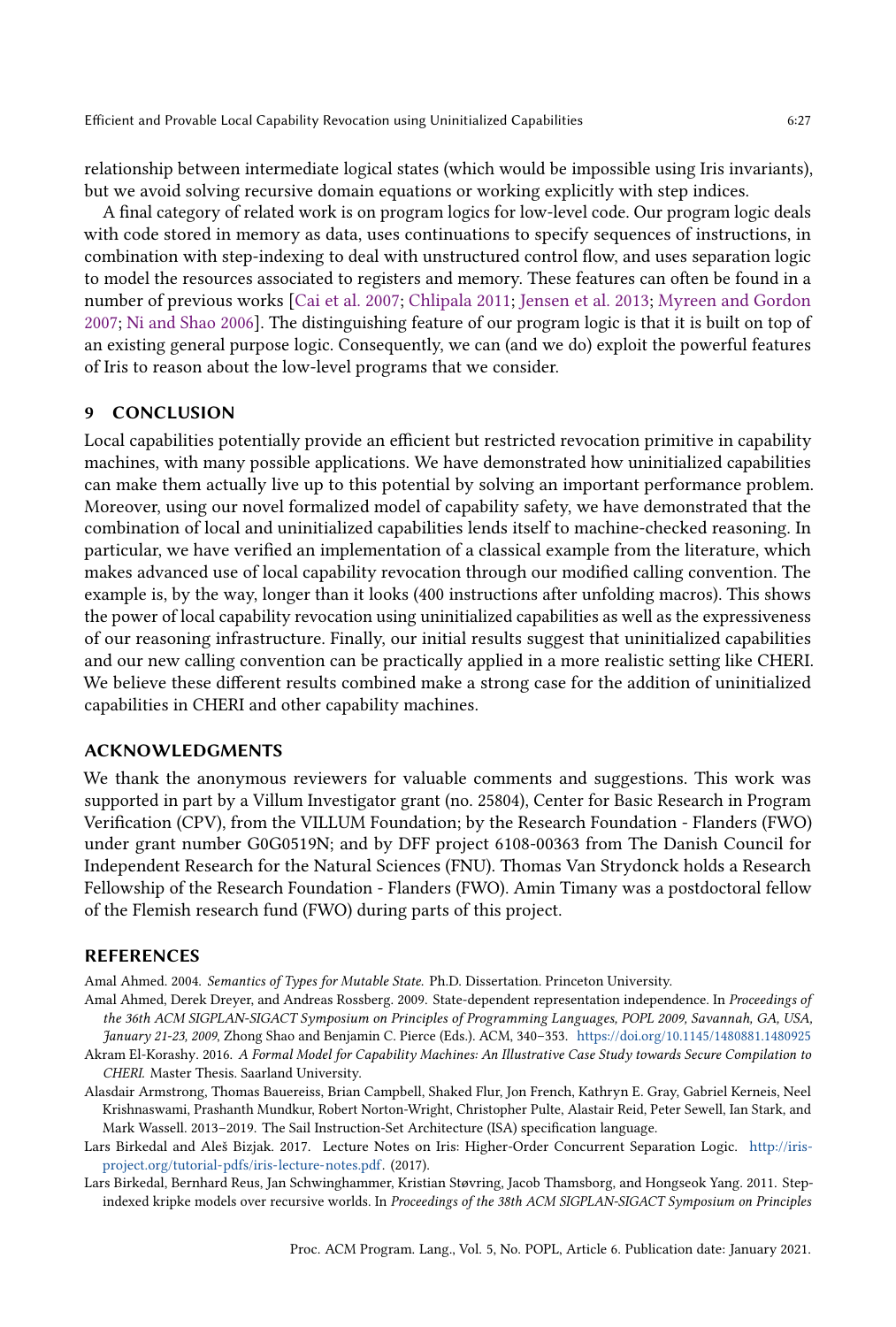relationship between intermediate logical states (which would be impossible using Iris invariants), but we avoid solving recursive domain equations or working explicitly with step indices.

A final category of related work is on program logics for low-level code. Our program logic deals with code stored in memory as data, uses continuations to specify sequences of instructions, in combination with step-indexing to deal with unstructured control flow, and uses separation logic to model the resources associated to registers and memory. These features can often be found in a number of previous works [Cai et al. 2007; Chlipala 2011; Jensen et al. 2013; Myreen and Gordon 2007; Ni and Shao 2006]. The distinguishing feature of our program logic is that it is built on top of an existing general purpose logic. Consequently, we can (and we do) exploit the powerful features of Iris to reason about the low-level programs that we consider.

## 9 CONCLUSION

Local capabilities potentially provide an efficient but restricted revocation primitive in capability machines, with many possible applications. We have demonstrated how uninitialized capabilities can make them actually live up to this potential by solving an important performance problem. Moreover, using our novel formalized model of capability safety, we have demonstrated that the combination of local and uninitialized capabilities lends itself to machine-checked reasoning. In particular, we have verified an implementation of a classical example from the literature, which makes advanced use of local capability revocation through our modified calling convention. The example is, by the way, longer than it looks (400 instructions after unfolding macros). This shows the power of local capability revocation using uninitialized capabilities as well as the expressiveness of our reasoning infrastructure. Finally, our initial results suggest that uninitialized capabilities and our new calling convention can be practically applied in a more realistic setting like CHERI. We believe these different results combined make a strong case for the addition of uninitialized capabilities in CHERI and other capability machines.

## ACKNOWLEDGMENTS

We thank the anonymous reviewers for valuable comments and suggestions. This work was supported in part by a Villum Investigator grant (no. 25804), Center for Basic Research in Program Verification (CPV), from the VILLUM Foundation; by the Research Foundation - Flanders (FWO) under grant number G0G0519N; and by DFF project 6108-00363 from The Danish Council for Independent Research for the Natural Sciences (FNU). Thomas Van Strydonck holds a Research Fellowship of the Research Foundation - Flanders (FWO). Amin Timany was a postdoctoral fellow of the Flemish research fund (FWO) during parts of this project.

## REFERENCES

Amal Ahmed. 2004. *Semantics of Types for Mutable State.* Ph.D. Dissertation. Princeton University.

Amal Ahmed, Derek Dreyer, and Andreas Rossberg. 2009. State-dependent representation independence. In *Proceedings of the 36th ACM SIGPLAN-SIGACT Symposium on Principles of Programming Languages, POPL 2009, Savannah, GA, USA, January 21-23, 2009,* Zhong Shao and Benjamin C. Pierce (Eds.). ACM, 340–353. https://doi.org/10.1145/1480881.1480925

Akram El-Korashy. 2016. *A Formal Model for Capability Machines: An Illustrative Case Study towards Secure Compilation to CHERI.* Master Thesis. Saarland University.

Alasdair Armstrong, Thomas Bauereiss, Brian Campbell, Shaked Flur, Jon French, Kathryn E. Gray, Gabriel Kerneis, Neel Krishnaswami, Prashanth Mundkur, Robert Norton-Wright, Christopher Pulte, Alastair Reid, Peter Sewell, Ian Stark, and Mark Wassell. 2013–2019. The Sail Instruction-Set Architecture (ISA) specification language.

Lars Birkedal and Aleš Bizjak. 2017. Lecture Notes on Iris: Higher-Order Concurrent Separation Logic. http://iris-project.org/tutorial-pdfs/iris-lecture-notes.pdf. (2017).

Lars Birkedal, Bernhard Reus, Jan Schwinghammer, Kristian Støvring, Jacob Thamsborg, and Hongseok Yang. 2011. Step-indexed kripke models over recursive worlds. In *Proceedings of the 38th ACM SIGPLAN-SIGACT Symposium on Principles*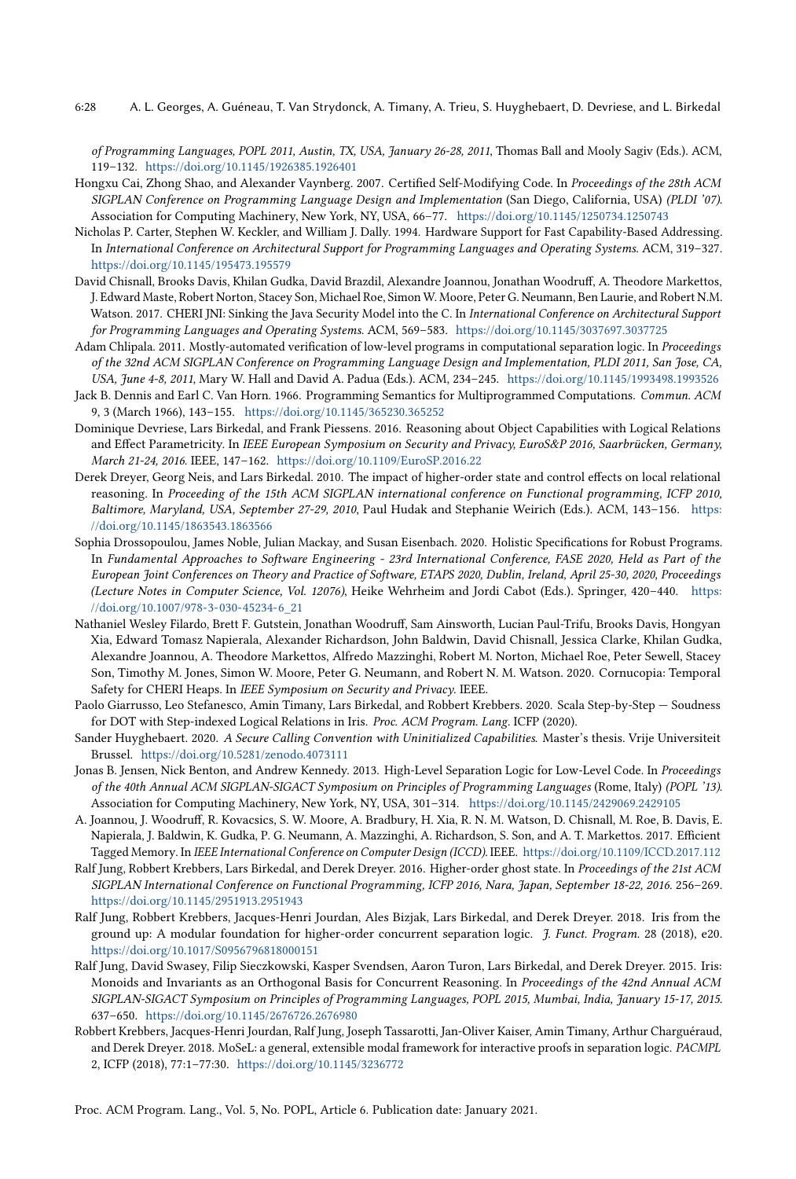*of Programming Languages, POPL 2011, Austin, TX, USA, January 26-28, 2011*, Thomas Ball and Mooly Sagiv (Eds.). ACM, 119–132. https://doi.org/10.1145/1926385.1926401

Hongxu Cai, Zhong Shao, and Alexander Vaynberg. 2007. Certified Self-Modifying Code. In *Proceedings of the 28th ACM SIGPLAN Conference on Programming Language Design and Implementation* (San Diego, California, USA) *(PLDI '07)*. Association for Computing Machinery, New York, NY, USA, 66–77. https://doi.org/10.1145/1250734.1250743

Nicholas P. Carter, Stephen W. Keckler, and William J. Dally. 1994. Hardware Support for Fast Capability-Based Addressing. In *International Conference on Architectural Support for Programming Languages and Operating Systems*. ACM, 319–327. https://doi.org/10.1145/195473.195579

David Chisnall, Brooks Davis, Khilan Gudka, David Brazdil, Alexandre Joannou, Jonathan Woodruff, A. Theodore Markettos, J. Edward Maste, Robert Norton, Stacy Son, Michael Roe, Simon W. Moore, Peter G. Neumann, Ben Laurie, and Robert N.M. Watson. 2017. CHERI JNI: Sinking the Java Security Model into the C. In *International Conference on Architectural Support for Programming Languages and Operating Systems*. ACM, 569–583. https://doi.org/10.1145/3037697.3037725

Adam Chlipala. 2011. Mostly-automated verification of low-level programs in computational separation logic. In *Proceedings of the 32nd ACM SIGPLAN Conference on Programming Language Design and Implementation, PLDI 2011, San Jose, CA, USA, June 4-8, 2011*, Mary W. Hall and David A. Padua (Eds.). ACM, 234–245. https://doi.org/10.1145/1993498.1993526

Jack B. Dennis and Earl C. Van Horn. 1966. Programming Semantics for Multiprogrammed Computations. *Commun. ACM* 9, 3 (March 1966), 143–155. https://doi.org/10.1145/365230.365252

Dominique Devriese, Lars Birkedal, and Frank Piessens. 2016. Reasoning about Object Capabilities with Logical Relations and Effect Parametricity. In *IEEE European Symposium on Security and Privacy, EuroS&P 2016, Saarbrücken, Germany, March 21-24, 2016*. IEEE, 147–162. https://doi.org/10.1109/EuroSP.2016.22

Derek Dreyer, Georg Neis, and Lars Birkedal. 2010. The impact of higher-order state and control effects on local relational reasoning. In *Proceeding of the 15th ACM SIGPLAN international conference on Functional programming, ICFP 2010, Baltimore, Maryland, USA, September 27-29, 2010*, Paul Hudak and Stephanie Weirich (Eds.). ACM, 143–156. https://doi.org/10.1145/1863543.1863566

Sophia Drossopoulou, James Noble, Julian Mackay, and Susan Eisenbach. 2020. Holistic Specifications for Robust Programs. In *Fundamental Approaches to Software Engineering - 23rd International Conference, FASE 2020, Held as Part of the European Joint Conferences on Theory and Practice of Software, ETAPS 2020, Dublin, Ireland, April 25-30, 2020, Proceedings (Lecture Notes in Computer Science, Vol. 12076)*, Heike Wehrheim and Jordi Cabot (Eds.). Springer, 420–440. https://doi.org/10.1007/978-3-030-45234-6_21

Nathaniel Wesley Filardo, Brett F. Gutstein, Jonathan Woodruff, Sam Ainsworth, Lucian Paul-Trifu, Brooks Davis, Hongyan Xia, Edward Tomasz Napierala, Alexander Richardson, John Baldwin, David Chisnall, Jessica Clarke, Khilan Gudka, Alexandre Joannou, A. Theodore Markettos, Alfredo Mazzinghi, Robert M. Norton, Michael Roe, Peter Sewell, Stacey Son, Timothy M. Jones, Simon W. Moore, Peter G. Neumann, and Robert N. M. Watson. 2020. Cornucopia: Temporal Safety for CHERI Heaps. In *IEEE Symposium on Security and Privacy*. IEEE.

Paolo Giarrusso, Leo Stefanesco, Amin Timany, Lars Birkedal, and Robbert Krebbers. 2020. Scala Step-by-Step — Soudness for DOT with Step-indexed Logical Relations in Iris. *Proc. ACM Program. Lang.* ICFP (2020).

Sander Huyghebaert. 2020. *A Secure Calling Convention with Uninitialized Capabilities*. Master's thesis. Vrije Universiteit Brussel. https://doi.org/10.5281/zenodo.4073111

Jonas B. Jensen, Nick Benton, and Andrew Kennedy. 2013. High-Level Separation Logic for Low-Level Code. In *Proceedings of the 40th Annual ACM SIGPLAN-SIGACT Symposium on Principles of Programming Languages* (Rome, Italy) *(POPL '13)*. Association for Computing Machinery, New York, NY, USA, 301–314. https://doi.org/10.1145/2429069.2429105

A. Joannou, J. Woodruff, R. Kovacsics, S. W. Moore, A. Bradbury, H. Xia, R. N. M. Watson, D. Chisnall, M. Roe, B. Davis, E. Napierala, J. Baldwin, K. Gudka, P. G. Neumann, A. Mazzinghi, A. Richardson, S. Son, and A. T. Markettos. 2017. Efficient Tagged Memory. In *IEEE International Conference on Computer Design (ICCD)*. IEEE. https://doi.org/10.1109/ICCD.2017.112

Ralf Jung, Robbert Krebbers, Lars Birkedal, and Derek Dreyer. 2016. Higher-order ghost state. In *Proceedings of the 21st ACM SIGPLAN International Conference on Functional Programming, ICFP 2016, Nara, Japan, September 18-22, 2016*. 256–269. https://doi.org/10.1145/2951913.2951943

Ralf Jung, Robbert Krebbers, Jacques-Henri Jourdan, Ales Bizjak, Lars Birkedal, and Derek Dreyer. 2018. Iris from the ground up: A modular foundation for higher-order concurrent separation logic. *J. Funct. Program.* 28 (2018), e20. https://doi.org/10.1017/S0956796818000151

Ralf Jung, David Swasey, Filip Sieczkowski, Kasper Svendsen, Aaron Turon, Lars Birkedal, and Derek Dreyer. 2015. Iris: Monoids and Invariants as an Orthogonal Basis for Concurrent Reasoning. In *Proceedings of the 42nd Annual ACM SIGPLAN-SIGACT Symposium on Principles of Programming Languages, POPL 2015, Mumbai, India, January 15-17, 2015*. 637–650. https://doi.org/10.1145/2676726.2676980

Robbert Krebbers, Jacques-Henri Jourdan, Ralf Jung, Joseph Tassarotti, Jan-Oliver Kaiser, Amin Timany, Arthur Charguéraud, and Derek Dreyer. 2018. MoSeL: a general, extensible modal framework for interactive proofs in separation logic. *PACMPL* 2, ICFP (2018), 77:1–77:30. https://doi.org/10.1145/3236772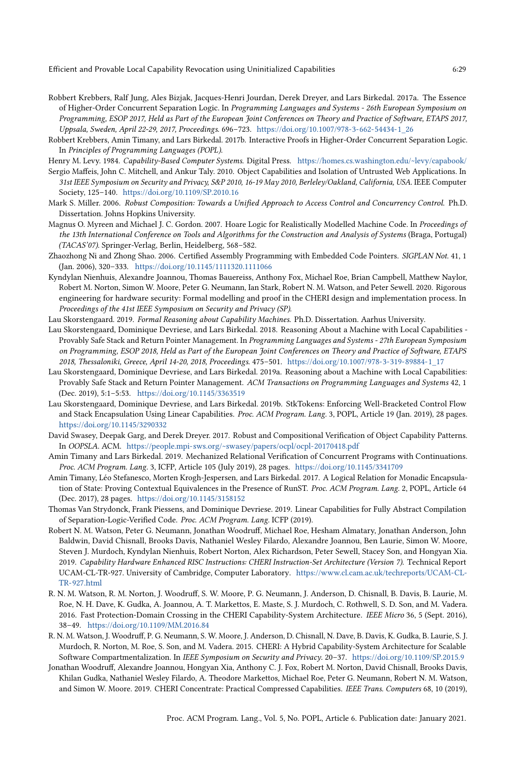Robbert Krebbers, Ralf Jung, Ales Bizjak, Jacques-Henri Jourdan, Derek Dreyer, and Lars Birkedal. 2017a. The Essence of Higher-Order Concurrent Separation Logic. In *Programming Languages and Systems - 26th European Symposium on Programming, ESOP 2017, Held as Part of the European Joint Conferences on Theory and Practice of Software, ETAPS 2017, Uppsala, Sweden, April 22-29, 2017, Proceedings*. 696–723. https://doi.org/10.1007/978-3-662-54434-1_26

Robbert Krebbers, Amin Timany, and Lars Birkedal. 2017b. Interactive Proofs in Higher-Order Concurrent Separation Logic. In *Principles of Programming Languages (POPL)*.

Henry M. Levy. 1984. *Capability-Based Computer Systems*. Digital Press. https://homes.cs.washington.edu/~levy/capabook/

Sergio Maffeis, John C. Mitchell, and Ankur Taly. 2010. Object Capabilities and Isolation of Untrusted Web Applications. In *31st IEEE Symposium on Security and Privacy, S&P 2010, 16-19 May 2010, Berleley/Oakland, California, USA*. IEEE Computer Society, 125–140. https://doi.org/10.1109/SP.2010.16

Mark S. Miller. 2006. *Robust Composition: Towards a Unified Approach to Access Control and Concurrency Control*. Ph.D. Dissertation. Johns Hopkins University.

Magnus O. Myreen and Michael J. C. Gordon. 2007. Hoare Logic for Realistically Modelled Machine Code. In *Proceedings of the 13th International Conference on Tools and Algorithms for the Construction and Analysis of Systems* (Braga, Portugal) *(TACAS'07)*. Springer-Verlag, Berlin, Heidelberg, 568–582.

Zhaozhong Ni and Zhong Shao. 2006. Certified Assembly Programming with Embedded Code Pointers. *SIGPLAN Not.* 41, 1 (Jan. 2006), 320–333. https://doi.org/10.1145/1111320.1111066

Kyndylan Nienhuis, Alexandre Joannou, Thomas Bauereiss, Anthony Fox, Michael Roe, Brian Campbell, Matthew Naylor, Robert M. Norton, Simon W. Moore, Peter G. Neumann, Ian Stark, Robert N. M. Watson, and Peter Sewell. 2020. Rigorous engineering for hardware security: Formal modelling and proof in the CHERI design and implementation process. In *Proceedings of the 41st IEEE Symposium on Security and Privacy (SP)*.

Lau Skorstengaard. 2019. *Formal Reasoning about Capability Machines*. Ph.D. Dissertation. Aarhus University.

Lau Skorstengaard, Dominique Devriese, and Lars Birkedal. 2018. Reasoning About a Machine with Local Capabilities - Provably Safe Stack and Return Pointer Management. In *Programming Languages and Systems - 27th European Symposium on Programming, ESOP 2018, Held as Part of the European Joint Conferences on Theory and Practice of Software, ETAPS 2018, Thessaloniki, Greece, April 14-20, 2018, Proceedings*. 475–501. https://doi.org/10.1007/978-3-319-89884-1_17

Lau Skorstengaard, Dominique Devriese, and Lars Birkedal. 2019a. Reasoning about a Machine with Local Capabilities: Provably Safe Stack and Return Pointer Management. *ACM Transactions on Programming Languages and Systems* 42, 1 (Dec. 2019), 5:1–5:53. https://doi.org/10.1145/3363519

Lau Skorstengaard, Dominique Devriese, and Lars Birkedal. 2019b. StkTokens: Enforcing Well-Bracketed Control Flow and Stack Encapsulation Using Linear Capabilities. *Proc. ACM Program. Lang.* 3, POPL, Article 19 (Jan. 2019), 28 pages. https://doi.org/10.1145/3290332

David Swasey, Deepak Garg, and Derek Dreyer. 2017. Robust and Compositional Verification of Object Capability Patterns. In *OOPSLA*. ACM. https://people.mpi-sws.org/~swasey/papers/ocpl/ocpl-20170418.pdf

Amin Timany and Lars Birkedal. 2019. Mechanized Relational Verification of Concurrent Programs with Continuations. *Proc. ACM Program. Lang.* 3, ICFP, Article 105 (July 2019), 28 pages. https://doi.org/10.1145/3341709

Amin Timany, Léo Stefanesco, Morten Krogh-Jespersen, and Lars Birkedal. 2017. A Logical Relation for Monadic Encapsulation of State: Proving Contextual Equivalences in the Presence of RunST. *Proc. ACM Program. Lang.* 2, POPL, Article 64 (Dec. 2017), 28 pages. https://doi.org/10.1145/3158152

Thomas Van Strydonck, Frank Piessens, and Dominique Devriese. 2019. Linear Capabilities for Fully Abstract Compilation of Separation-Logic-Verified Code. *Proc. ACM Program. Lang.* ICFP (2019).

Robert N. M. Watson, Peter G. Neumann, Jonathan Woodruff, Michael Roe, Hesham Almatary, Jonathan Anderson, John Baldwin, David Chisnall, Brooks Davis, Nathaniel Wesley Filardo, Alexandre Joannou, Ben Laurie, Simon W. Moore, Steven J. Murdoch, Kyndylan Nienhuis, Robert Norton, Alex Richardson, Peter Sewell, Stacey Son, and Hongyan Xia. 2019. *Capability Hardware Enhanced RISC Instructions: CHERI Instruction-Set Architecture (Version 7)*. Technical Report UCAM-CL-TR-927. University of Cambridge, Computer Laboratory. https://www.cl.cam.ac.uk/techreports/UCAM-CL-TR-927.html

R. N. M. Watson, R. M. Norton, J. Woodruff, S. W. Moore, P. G. Neumann, J. Anderson, D. Chisnall, B. Davis, B. Laurie, M. Roe, N. H. Dave, K. Gudka, A. Joannou, A. T. Markettos, E. Maste, S. J. Murdoch, C. Rothwell, S. D. Son, and M. Vadera. 2016. Fast Protection-Domain Crossing in the CHERI Capability-System Architecture. *IEEE Micro* 36, 5 (Sept. 2016), 38–49. https://doi.org/10.1109/MM.2016.84

R. N. M. Watson, J. Woodruff, P. G. Neumann, S. W. Moore, J. Anderson, D. Chisnall, N. Dave, B. Davis, K. Gudka, B. Laurie, S. J. Murdoch, R. Norton, M. Roe, S. Son, and M. Vadera. 2015. CHERI: A Hybrid Capability-System Architecture for Scalable Software Compartmentalization. In *IEEE Symposium on Security and Privacy*. 20–37. https://doi.org/10.1109/SP.2015.9

Jonathan Woodruff, Alexandre Joannou, Hongyan Xia, Anthony C. J. Fox, Robert M. Norton, David Chisnall, Brooks Davis, Khilan Gudka, Nathaniel Wesley Filardo, A. Theodore Markettos, Michael Roe, Peter G. Neumann, Robert N. M. Watson, and Simon W. Moore. 2019. CHERI Concentrate: Practical Compressed Capabilities. *IEEE Trans. Computers* 68, 10 (2019),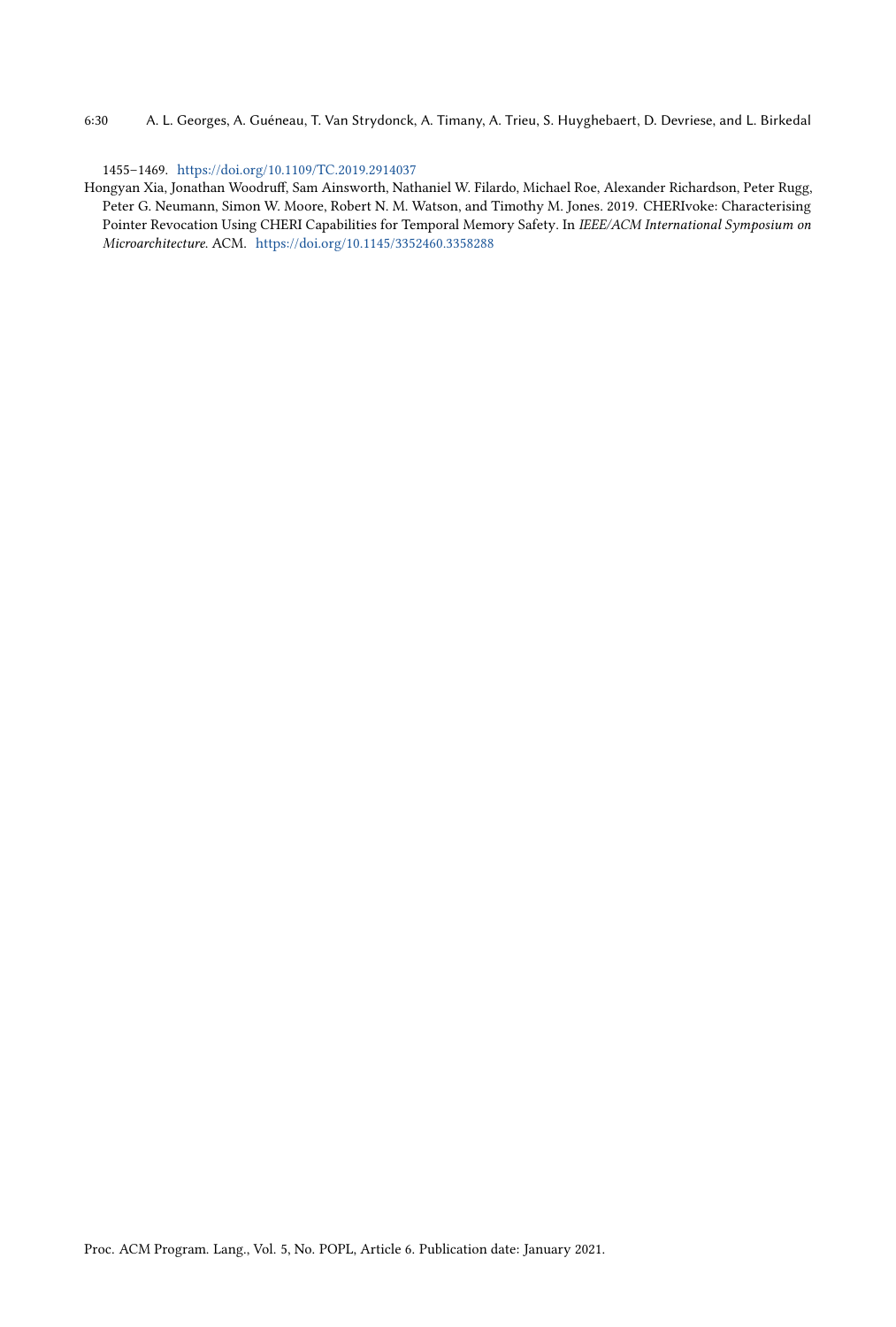1455–1469. https://doi.org/10.1109/TC.2019.2914037

Hongyan Xia, Jonathan Woodruff, Sam Ainsworth, Nathaniel W. Filardo, Michael Roe, Alexander Richardson, Peter Rugg, Peter G. Neumann, Simon W. Moore, Robert N. M. Watson, and Timothy M. Jones. 2019. CHERIvoke: Characterising Pointer Revocation Using CHERI Capabilities for Temporal Memory Safety. In *IEEE/ACM International Symposium on Microarchitecture*. ACM. https://doi.org/10.1145/3352460.3358288